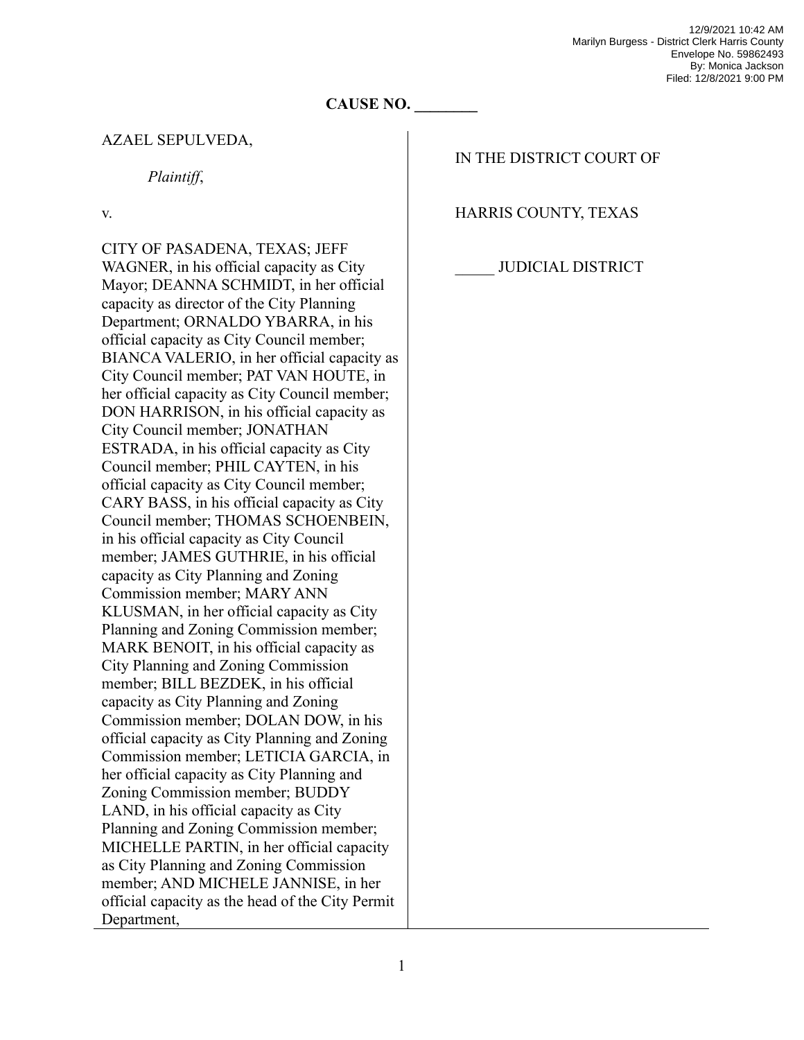12/9/2021 10:42 AM
Marilyn Burgess - District Clerk Harris County
Envelope No. 59862493
By: Monica Jackson
Filed: 12/8/2021 9:00 PM

**CAUSE NO. ________**

| | |
|---|---|
| AZAEL SEPULVEDA,<br><br>*Plaintiff*,<br><br>v.<br><br>CITY OF PASADENA, TEXAS; JEFF WAGNER, in his official capacity as City Mayor; DEANNA SCHMIDT, in her official capacity as director of the City Planning Department; ORNALDO YBARRA, in his official capacity as City Council member; BIANCA VALERIO, in her official capacity as City Council member; PAT VAN HOUTE, in her official capacity as City Council member; DON HARRISON, in his official capacity as City Council member; JONATHAN ESTRADA, in his official capacity as City Council member; PHIL CAYTEN, in his official capacity as City Council member; CARY BASS, in his official capacity as City Council member; THOMAS SCHOENBEIN, in his official capacity as City Council member; JAMES GUTHRIE, in his official capacity as City Planning and Zoning Commission member; MARY ANN KLUSMAN, in her official capacity as City Planning and Zoning Commission member; MARK BENOIT, in his official capacity as City Planning and Zoning Commission member; BILL BEZDEK, in his official capacity as City Planning and Zoning Commission member; DOLAN DOW, in his official capacity as City Planning and Zoning Commission member; LETICIA GARCIA, in her official capacity as City Planning and Zoning Commission member; BUDDY LAND, in his official capacity as City Planning and Zoning Commission member; MICHELLE PARTIN, in her official capacity as City Planning and Zoning Commission member; AND MICHELE JANNISE, in her official capacity as the head of the City Permit Department, | IN THE DISTRICT COURT OF<br><br>HARRIS COUNTY, TEXAS<br><br>_____ JUDICIAL DISTRICT |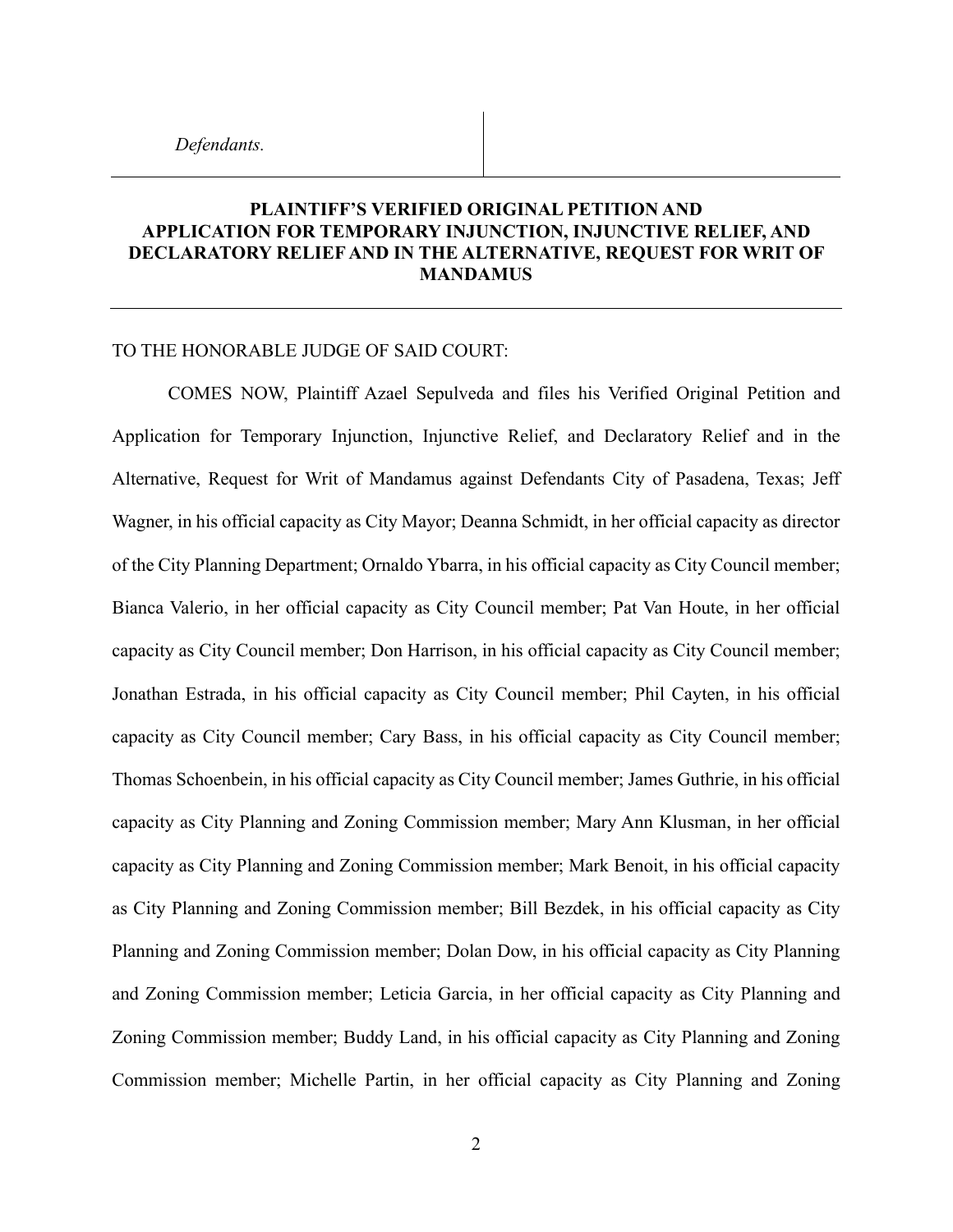*Defendants.*

**PLAINTIFF'S VERIFIED ORIGINAL PETITION AND APPLICATION FOR TEMPORARY INJUNCTION, INJUNCTIVE RELIEF, AND DECLARATORY RELIEF AND IN THE ALTERNATIVE, REQUEST FOR WRIT OF MANDAMUS**

TO THE HONORABLE JUDGE OF SAID COURT:

COMES NOW, Plaintiff Azael Sepulveda and files his Verified Original Petition and Application for Temporary Injunction, Injunctive Relief, and Declaratory Relief and in the Alternative, Request for Writ of Mandamus against Defendants City of Pasadena, Texas; Jeff Wagner, in his official capacity as City Mayor; Deanna Schmidt, in her official capacity as director of the City Planning Department; Ornaldo Ybarra, in his official capacity as City Council member; Bianca Valerio, in her official capacity as City Council member; Pat Van Houte, in her official capacity as City Council member; Don Harrison, in his official capacity as City Council member; Jonathan Estrada, in his official capacity as City Council member; Phil Cayten, in his official capacity as City Council member; Cary Bass, in his official capacity as City Council member; Thomas Schoenbein, in his official capacity as City Council member; James Guthrie, in his official capacity as City Planning and Zoning Commission member; Mary Ann Klusman, in her official capacity as City Planning and Zoning Commission member; Mark Benoit, in his official capacity as City Planning and Zoning Commission member; Bill Bezdek, in his official capacity as City Planning and Zoning Commission member; Dolan Dow, in his official capacity as City Planning and Zoning Commission member; Leticia Garcia, in her official capacity as City Planning and Zoning Commission member; Buddy Land, in his official capacity as City Planning and Zoning Commission member; Michelle Partin, in her official capacity as City Planning and Zoning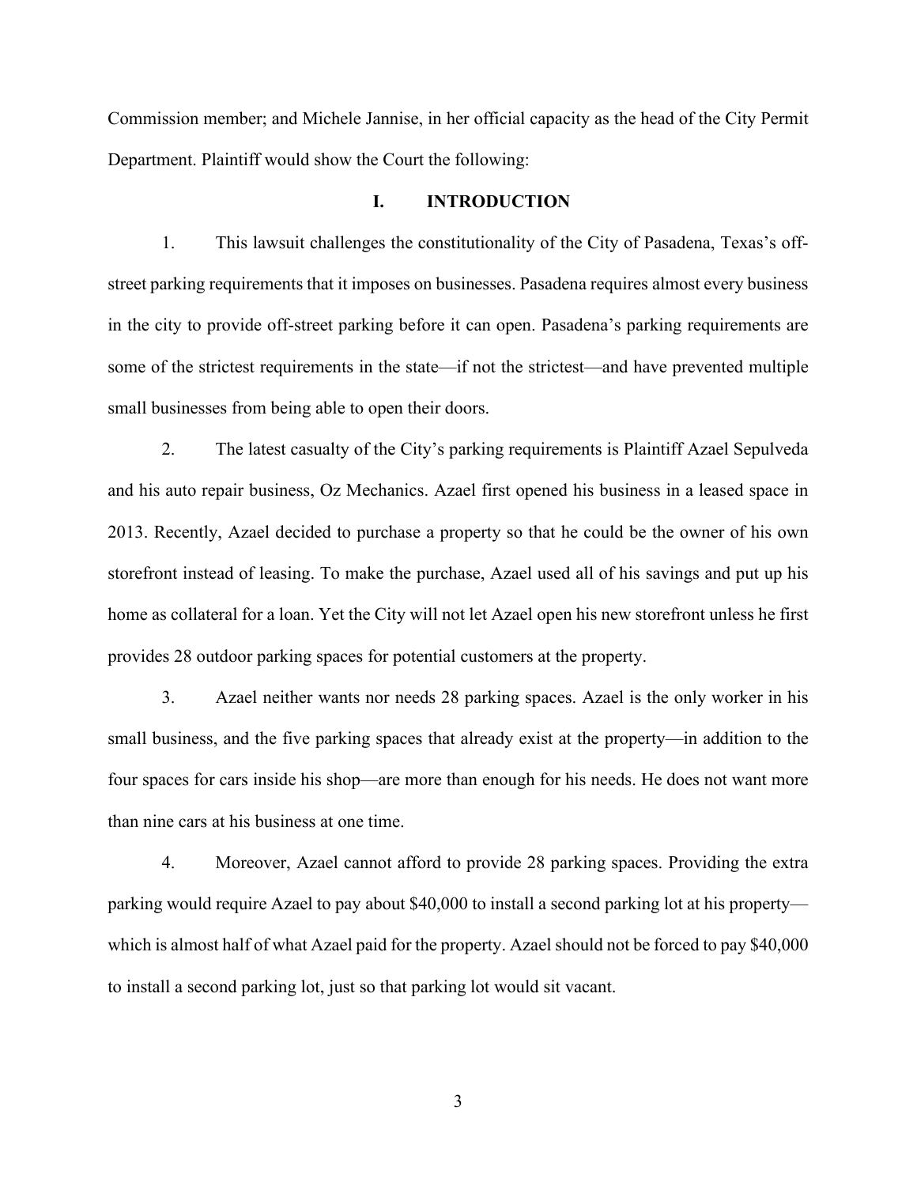Commission member; and Michele Jannise, in her official capacity as the head of the City Permit Department. Plaintiff would show the Court the following:

## I. INTRODUCTION

1. This lawsuit challenges the constitutionality of the City of Pasadena, Texas's off-street parking requirements that it imposes on businesses. Pasadena requires almost every business in the city to provide off-street parking before it can open. Pasadena's parking requirements are some of the strictest requirements in the state—if not the strictest—and have prevented multiple small businesses from being able to open their doors.

2. The latest casualty of the City's parking requirements is Plaintiff Azael Sepulveda and his auto repair business, Oz Mechanics. Azael first opened his business in a leased space in 2013. Recently, Azael decided to purchase a property so that he could be the owner of his own storefront instead of leasing. To make the purchase, Azael used all of his savings and put up his home as collateral for a loan. Yet the City will not let Azael open his new storefront unless he first provides 28 outdoor parking spaces for potential customers at the property.

3. Azael neither wants nor needs 28 parking spaces. Azael is the only worker in his small business, and the five parking spaces that already exist at the property—in addition to the four spaces for cars inside his shop—are more than enough for his needs. He does not want more than nine cars at his business at one time.

4. Moreover, Azael cannot afford to provide 28 parking spaces. Providing the extra parking would require Azael to pay about $40,000 to install a second parking lot at his property—which is almost half of what Azael paid for the property. Azael should not be forced to pay $40,000 to install a second parking lot, just so that parking lot would sit vacant.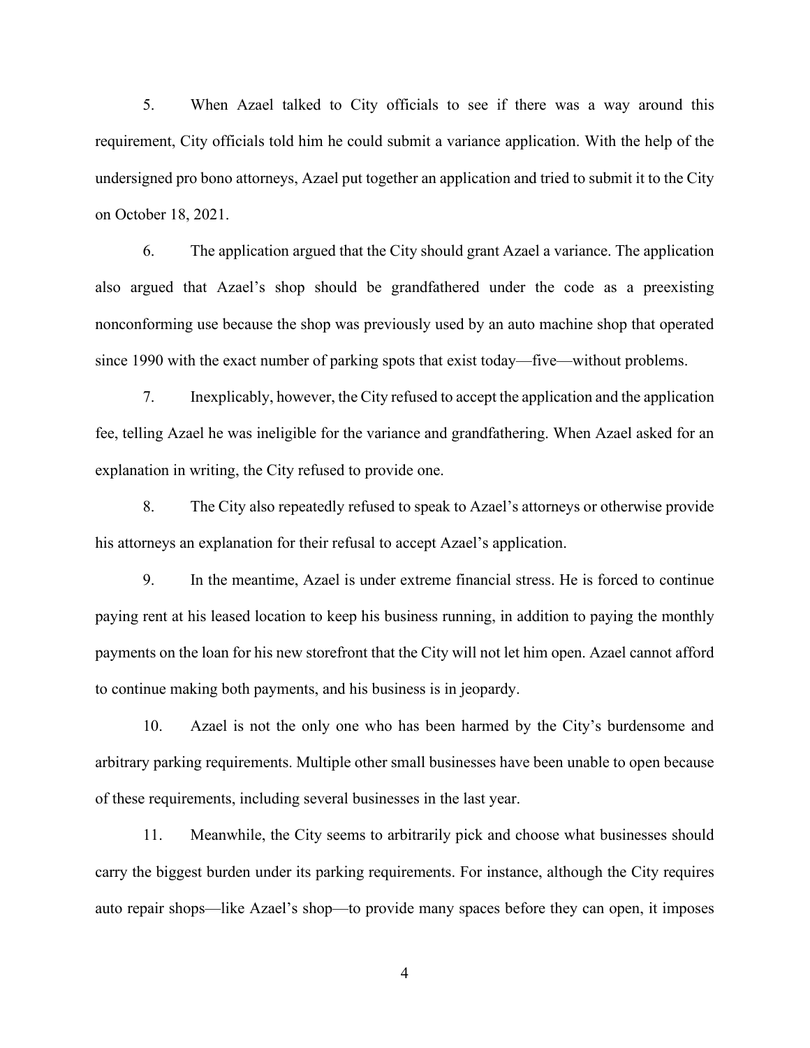5. When Azael talked to City officials to see if there was a way around this requirement, City officials told him he could submit a variance application. With the help of the undersigned pro bono attorneys, Azael put together an application and tried to submit it to the City on October 18, 2021.

6. The application argued that the City should grant Azael a variance. The application also argued that Azael's shop should be grandfathered under the code as a preexisting nonconforming use because the shop was previously used by an auto machine shop that operated since 1990 with the exact number of parking spots that exist today—five—without problems.

7. Inexplicably, however, the City refused to accept the application and the application fee, telling Azael he was ineligible for the variance and grandfathering. When Azael asked for an explanation in writing, the City refused to provide one.

8. The City also repeatedly refused to speak to Azael's attorneys or otherwise provide his attorneys an explanation for their refusal to accept Azael's application.

9. In the meantime, Azael is under extreme financial stress. He is forced to continue paying rent at his leased location to keep his business running, in addition to paying the monthly payments on the loan for his new storefront that the City will not let him open. Azael cannot afford to continue making both payments, and his business is in jeopardy.

10. Azael is not the only one who has been harmed by the City's burdensome and arbitrary parking requirements. Multiple other small businesses have been unable to open because of these requirements, including several businesses in the last year.

11. Meanwhile, the City seems to arbitrarily pick and choose what businesses should carry the biggest burden under its parking requirements. For instance, although the City requires auto repair shops—like Azael's shop—to provide many spaces before they can open, it imposes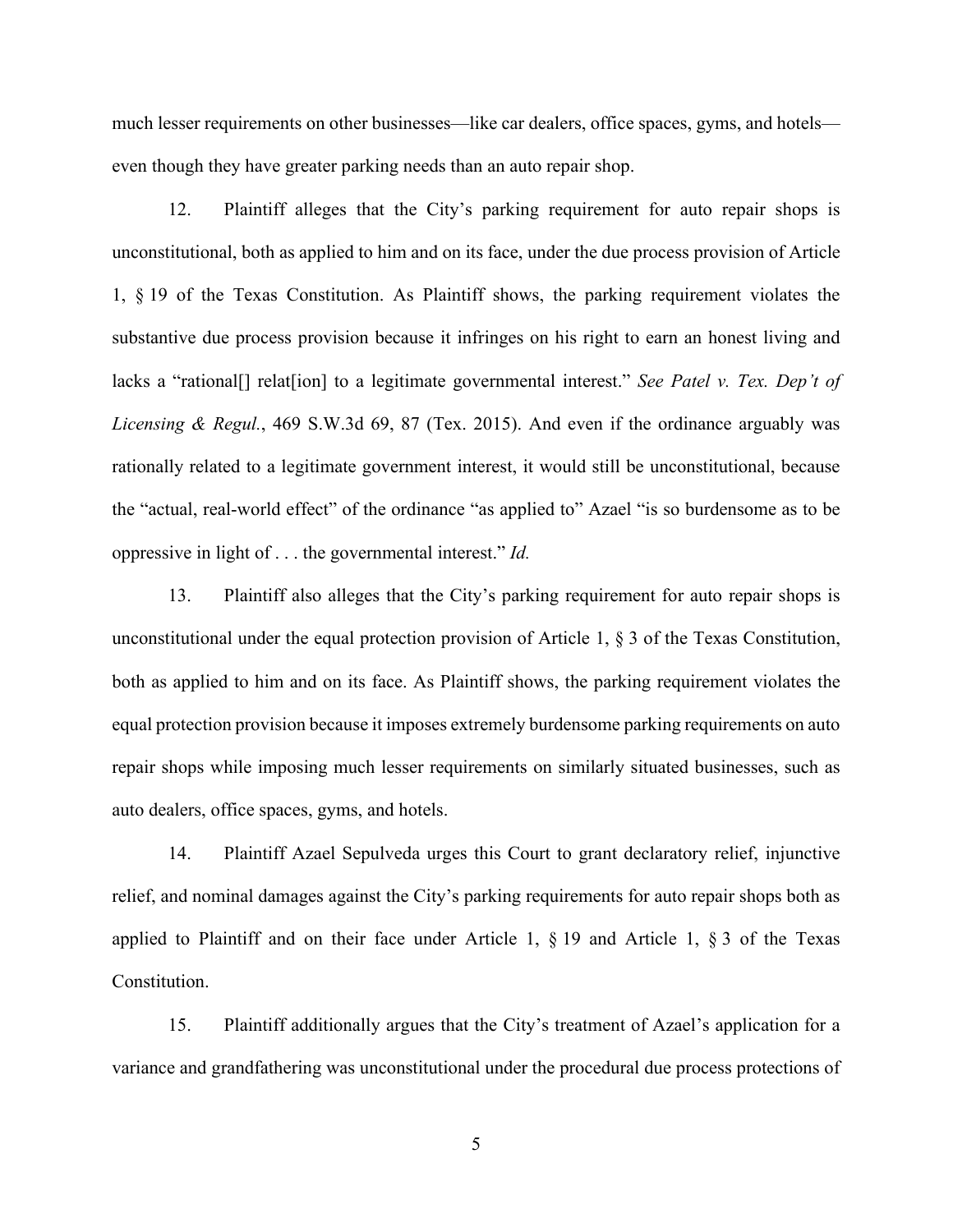much lesser requirements on other businesses—like car dealers, office spaces, gyms, and hotels—even though they have greater parking needs than an auto repair shop.

12. Plaintiff alleges that the City's parking requirement for auto repair shops is unconstitutional, both as applied to him and on its face, under the due process provision of Article 1, § 19 of the Texas Constitution. As Plaintiff shows, the parking requirement violates the substantive due process provision because it infringes on his right to earn an honest living and lacks a "rational[] relat[ion] to a legitimate governmental interest." *See Patel v. Tex. Dep't of Licensing & Regul.*, 469 S.W.3d 69, 87 (Tex. 2015). And even if the ordinance arguably was rationally related to a legitimate government interest, it would still be unconstitutional, because the "actual, real-world effect" of the ordinance "as applied to" Azael "is so burdensome as to be oppressive in light of . . . the governmental interest." *Id.*

13. Plaintiff also alleges that the City's parking requirement for auto repair shops is unconstitutional under the equal protection provision of Article 1, § 3 of the Texas Constitution, both as applied to him and on its face. As Plaintiff shows, the parking requirement violates the equal protection provision because it imposes extremely burdensome parking requirements on auto repair shops while imposing much lesser requirements on similarly situated businesses, such as auto dealers, office spaces, gyms, and hotels.

14. Plaintiff Azael Sepulveda urges this Court to grant declaratory relief, injunctive relief, and nominal damages against the City's parking requirements for auto repair shops both as applied to Plaintiff and on their face under Article 1, § 19 and Article 1, § 3 of the Texas Constitution.

15. Plaintiff additionally argues that the City's treatment of Azael's application for a variance and grandfathering was unconstitutional under the procedural due process protections of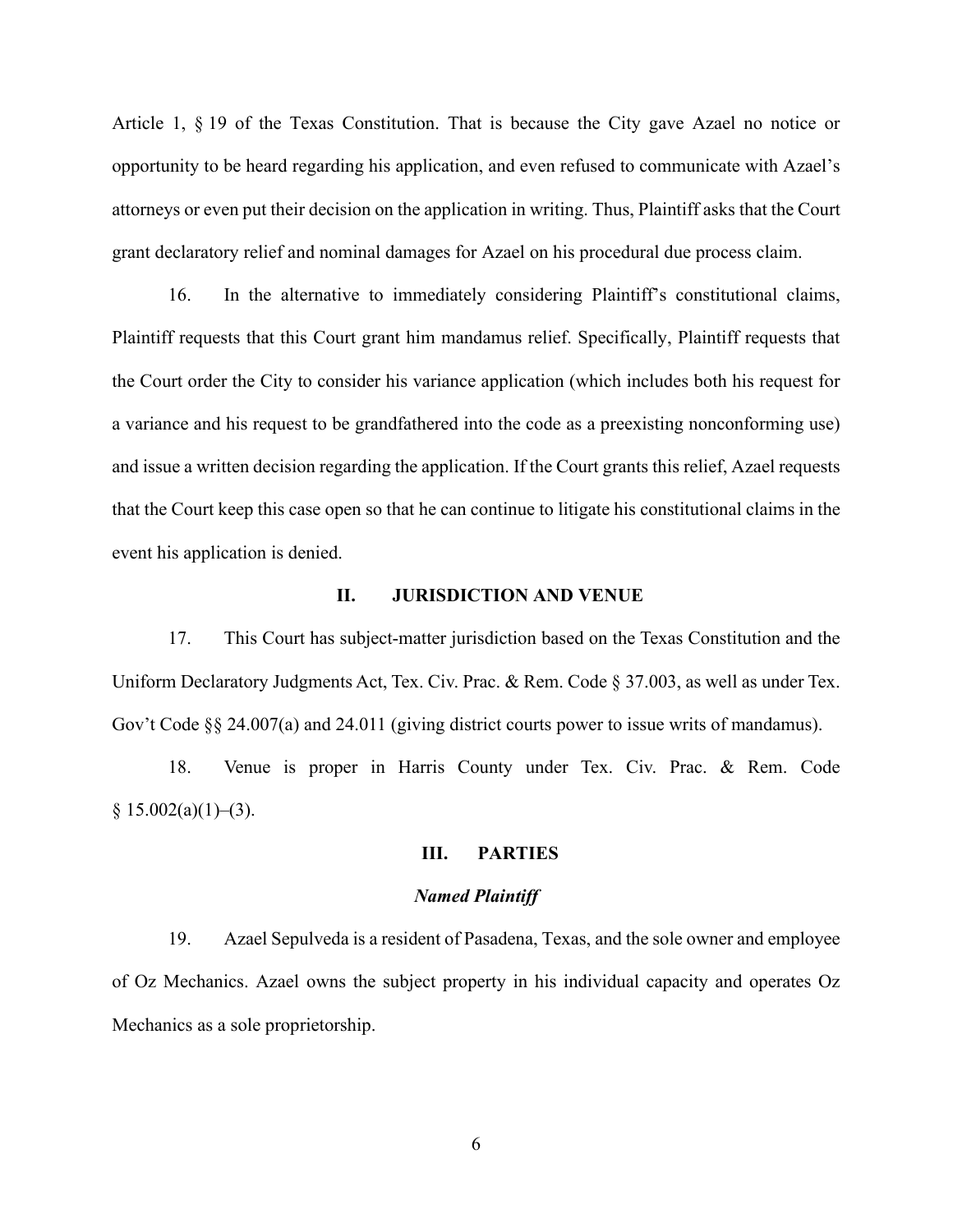Article 1, § 19 of the Texas Constitution. That is because the City gave Azael no notice or opportunity to be heard regarding his application, and even refused to communicate with Azael's attorneys or even put their decision on the application in writing. Thus, Plaintiff asks that the Court grant declaratory relief and nominal damages for Azael on his procedural due process claim.

16. In the alternative to immediately considering Plaintiff's constitutional claims, Plaintiff requests that this Court grant him mandamus relief. Specifically, Plaintiff requests that the Court order the City to consider his variance application (which includes both his request for a variance and his request to be grandfathered into the code as a preexisting nonconforming use) and issue a written decision regarding the application. If the Court grants this relief, Azael requests that the Court keep this case open so that he can continue to litigate his constitutional claims in the event his application is denied.

## II. JURISDICTION AND VENUE

17. This Court has subject-matter jurisdiction based on the Texas Constitution and the Uniform Declaratory Judgments Act, Tex. Civ. Prac. & Rem. Code § 37.003, as well as under Tex. Gov't Code §§ 24.007(a) and 24.011 (giving district courts power to issue writs of mandamus).

18. Venue is proper in Harris County under Tex. Civ. Prac. & Rem. Code § 15.002(a)(1)–(3).

## III. PARTIES

### *Named Plaintiff*

19. Azael Sepulveda is a resident of Pasadena, Texas, and the sole owner and employee of Oz Mechanics. Azael owns the subject property in his individual capacity and operates Oz Mechanics as a sole proprietorship.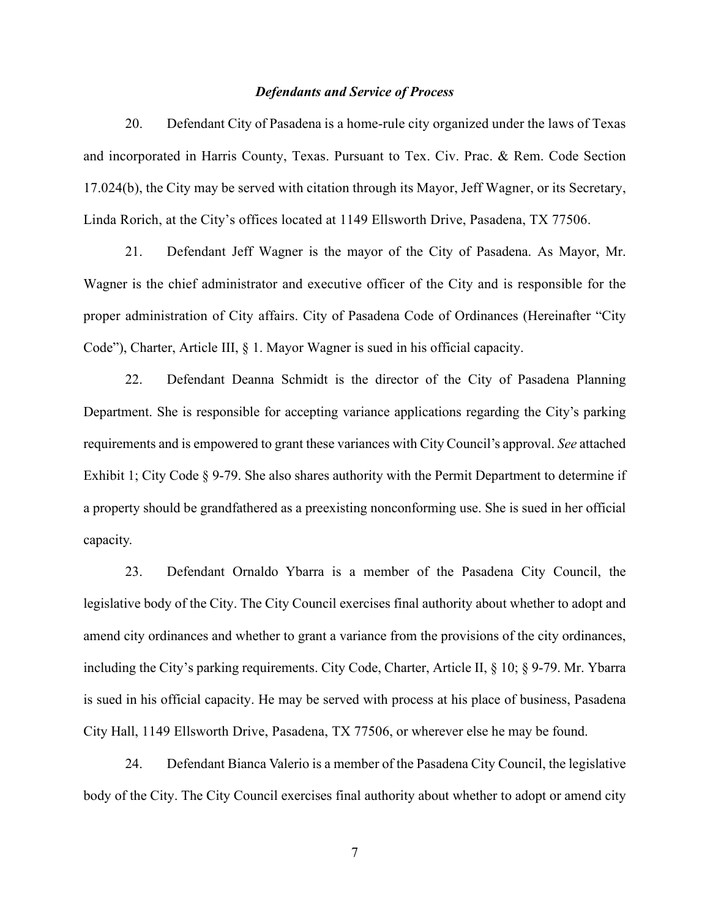### *Defendants and Service of Process*

20. Defendant City of Pasadena is a home-rule city organized under the laws of Texas and incorporated in Harris County, Texas. Pursuant to Tex. Civ. Prac. & Rem. Code Section 17.024(b), the City may be served with citation through its Mayor, Jeff Wagner, or its Secretary, Linda Rorich, at the City's offices located at 1149 Ellsworth Drive, Pasadena, TX 77506.

21. Defendant Jeff Wagner is the mayor of the City of Pasadena. As Mayor, Mr. Wagner is the chief administrator and executive officer of the City and is responsible for the proper administration of City affairs. City of Pasadena Code of Ordinances (Hereinafter "City Code"), Charter, Article III, § 1. Mayor Wagner is sued in his official capacity.

22. Defendant Deanna Schmidt is the director of the City of Pasadena Planning Department. She is responsible for accepting variance applications regarding the City's parking requirements and is empowered to grant these variances with City Council's approval. *See* attached Exhibit 1; City Code § 9-79. She also shares authority with the Permit Department to determine if a property should be grandfathered as a preexisting nonconforming use. She is sued in her official capacity.

23. Defendant Ornaldo Ybarra is a member of the Pasadena City Council, the legislative body of the City. The City Council exercises final authority about whether to adopt and amend city ordinances and whether to grant a variance from the provisions of the city ordinances, including the City's parking requirements. City Code, Charter, Article II, § 10; § 9-79. Mr. Ybarra is sued in his official capacity. He may be served with process at his place of business, Pasadena City Hall, 1149 Ellsworth Drive, Pasadena, TX 77506, or wherever else he may be found.

24. Defendant Bianca Valerio is a member of the Pasadena City Council, the legislative body of the City. The City Council exercises final authority about whether to adopt or amend city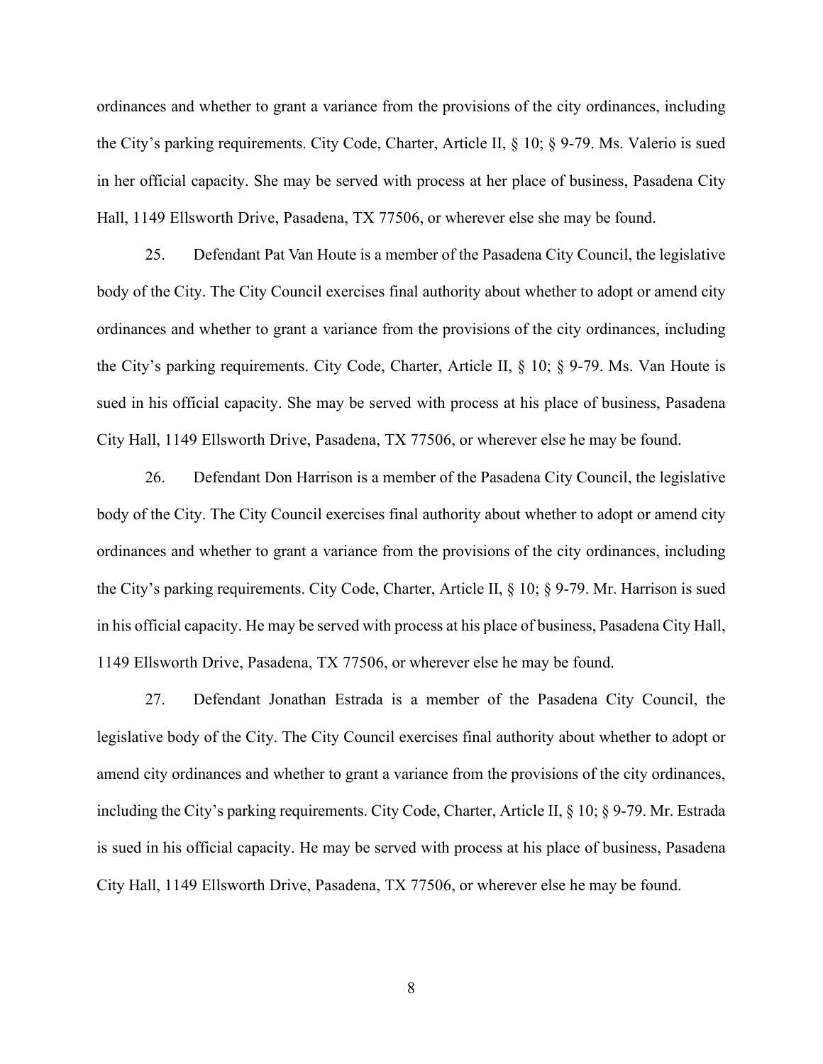ordinances and whether to grant a variance from the provisions of the city ordinances, including the City's parking requirements. City Code, Charter, Article II, § 10; § 9-79. Ms. Valerio is sued in her official capacity. She may be served with process at her place of business, Pasadena City Hall, 1149 Ellsworth Drive, Pasadena, TX 77506, or wherever else she may be found.

25. Defendant Pat Van Houte is a member of the Pasadena City Council, the legislative body of the City. The City Council exercises final authority about whether to adopt or amend city ordinances and whether to grant a variance from the provisions of the city ordinances, including the City's parking requirements. City Code, Charter, Article II, § 10; § 9-79. Ms. Van Houte is sued in his official capacity. She may be served with process at his place of business, Pasadena City Hall, 1149 Ellsworth Drive, Pasadena, TX 77506, or wherever else he may be found.

26. Defendant Don Harrison is a member of the Pasadena City Council, the legislative body of the City. The City Council exercises final authority about whether to adopt or amend city ordinances and whether to grant a variance from the provisions of the city ordinances, including the City's parking requirements. City Code, Charter, Article II, § 10; § 9-79. Mr. Harrison is sued in his official capacity. He may be served with process at his place of business, Pasadena City Hall, 1149 Ellsworth Drive, Pasadena, TX 77506, or wherever else he may be found.

27. Defendant Jonathan Estrada is a member of the Pasadena City Council, the legislative body of the City. The City Council exercises final authority about whether to adopt or amend city ordinances and whether to grant a variance from the provisions of the city ordinances, including the City's parking requirements. City Code, Charter, Article II, § 10; § 9-79. Mr. Estrada is sued in his official capacity. He may be served with process at his place of business, Pasadena City Hall, 1149 Ellsworth Drive, Pasadena, TX 77506, or wherever else he may be found.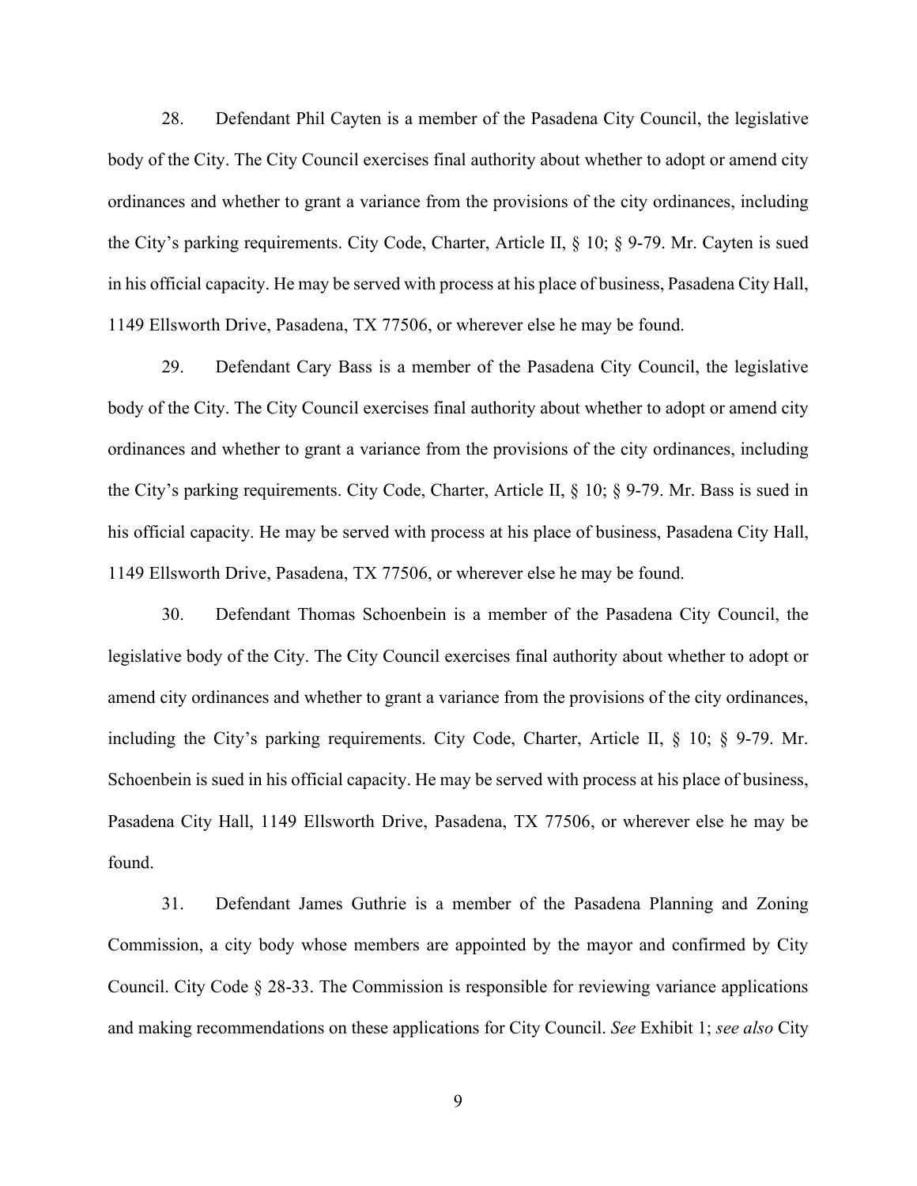28. Defendant Phil Cayten is a member of the Pasadena City Council, the legislative body of the City. The City Council exercises final authority about whether to adopt or amend city ordinances and whether to grant a variance from the provisions of the city ordinances, including the City's parking requirements. City Code, Charter, Article II, § 10; § 9-79. Mr. Cayten is sued in his official capacity. He may be served with process at his place of business, Pasadena City Hall, 1149 Ellsworth Drive, Pasadena, TX 77506, or wherever else he may be found.

29. Defendant Cary Bass is a member of the Pasadena City Council, the legislative body of the City. The City Council exercises final authority about whether to adopt or amend city ordinances and whether to grant a variance from the provisions of the city ordinances, including the City's parking requirements. City Code, Charter, Article II, § 10; § 9-79. Mr. Bass is sued in his official capacity. He may be served with process at his place of business, Pasadena City Hall, 1149 Ellsworth Drive, Pasadena, TX 77506, or wherever else he may be found.

30. Defendant Thomas Schoenbein is a member of the Pasadena City Council, the legislative body of the City. The City Council exercises final authority about whether to adopt or amend city ordinances and whether to grant a variance from the provisions of the city ordinances, including the City's parking requirements. City Code, Charter, Article II, § 10; § 9-79. Mr. Schoenbein is sued in his official capacity. He may be served with process at his place of business, Pasadena City Hall, 1149 Ellsworth Drive, Pasadena, TX 77506, or wherever else he may be found.

31. Defendant James Guthrie is a member of the Pasadena Planning and Zoning Commission, a city body whose members are appointed by the mayor and confirmed by City Council. City Code § 28-33. The Commission is responsible for reviewing variance applications and making recommendations on these applications for City Council. *See* Exhibit 1; *see also* City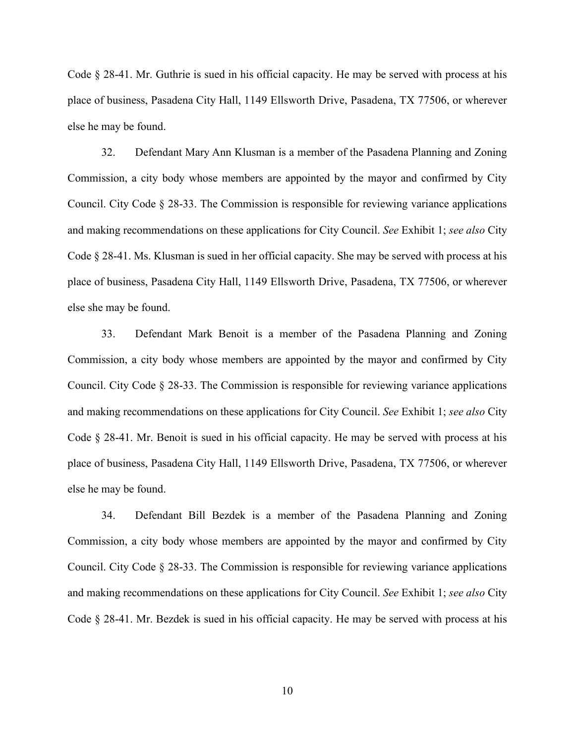Code § 28-41. Mr. Guthrie is sued in his official capacity. He may be served with process at his place of business, Pasadena City Hall, 1149 Ellsworth Drive, Pasadena, TX 77506, or wherever else he may be found.

32. Defendant Mary Ann Klusman is a member of the Pasadena Planning and Zoning Commission, a city body whose members are appointed by the mayor and confirmed by City Council. City Code § 28-33. The Commission is responsible for reviewing variance applications and making recommendations on these applications for City Council. *See* Exhibit 1; *see also* City Code § 28-41. Ms. Klusman is sued in her official capacity. She may be served with process at his place of business, Pasadena City Hall, 1149 Ellsworth Drive, Pasadena, TX 77506, or wherever else she may be found.

33. Defendant Mark Benoit is a member of the Pasadena Planning and Zoning Commission, a city body whose members are appointed by the mayor and confirmed by City Council. City Code § 28-33. The Commission is responsible for reviewing variance applications and making recommendations on these applications for City Council. *See* Exhibit 1; *see also* City Code § 28-41. Mr. Benoit is sued in his official capacity. He may be served with process at his place of business, Pasadena City Hall, 1149 Ellsworth Drive, Pasadena, TX 77506, or wherever else he may be found.

34. Defendant Bill Bezdek is a member of the Pasadena Planning and Zoning Commission, a city body whose members are appointed by the mayor and confirmed by City Council. City Code § 28-33. The Commission is responsible for reviewing variance applications and making recommendations on these applications for City Council. *See* Exhibit 1; *see also* City Code § 28-41. Mr. Bezdek is sued in his official capacity. He may be served with process at his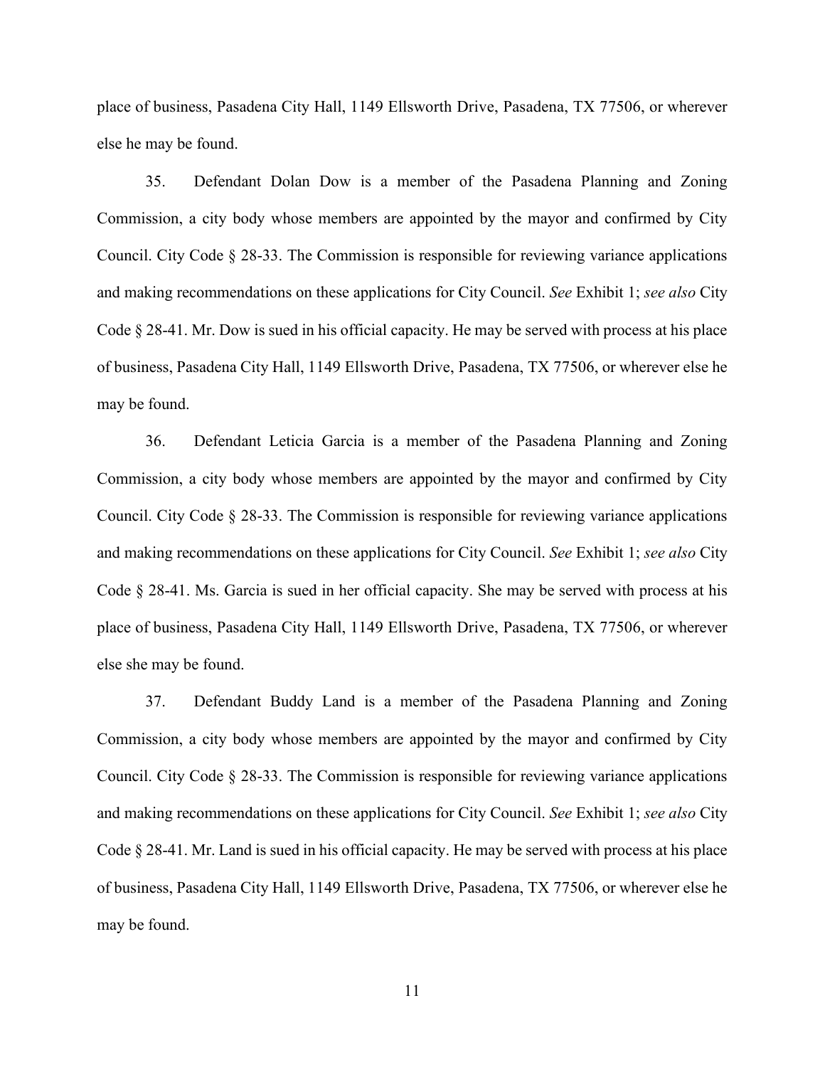place of business, Pasadena City Hall, 1149 Ellsworth Drive, Pasadena, TX 77506, or wherever else he may be found.

35. Defendant Dolan Dow is a member of the Pasadena Planning and Zoning Commission, a city body whose members are appointed by the mayor and confirmed by City Council. City Code § 28-33. The Commission is responsible for reviewing variance applications and making recommendations on these applications for City Council. *See* Exhibit 1; *see also* City Code § 28-41. Mr. Dow is sued in his official capacity. He may be served with process at his place of business, Pasadena City Hall, 1149 Ellsworth Drive, Pasadena, TX 77506, or wherever else he may be found.

36. Defendant Leticia Garcia is a member of the Pasadena Planning and Zoning Commission, a city body whose members are appointed by the mayor and confirmed by City Council. City Code § 28-33. The Commission is responsible for reviewing variance applications and making recommendations on these applications for City Council. *See* Exhibit 1; *see also* City Code § 28-41. Ms. Garcia is sued in her official capacity. She may be served with process at his place of business, Pasadena City Hall, 1149 Ellsworth Drive, Pasadena, TX 77506, or wherever else she may be found.

37. Defendant Buddy Land is a member of the Pasadena Planning and Zoning Commission, a city body whose members are appointed by the mayor and confirmed by City Council. City Code § 28-33. The Commission is responsible for reviewing variance applications and making recommendations on these applications for City Council. *See* Exhibit 1; *see also* City Code § 28-41. Mr. Land is sued in his official capacity. He may be served with process at his place of business, Pasadena City Hall, 1149 Ellsworth Drive, Pasadena, TX 77506, or wherever else he may be found.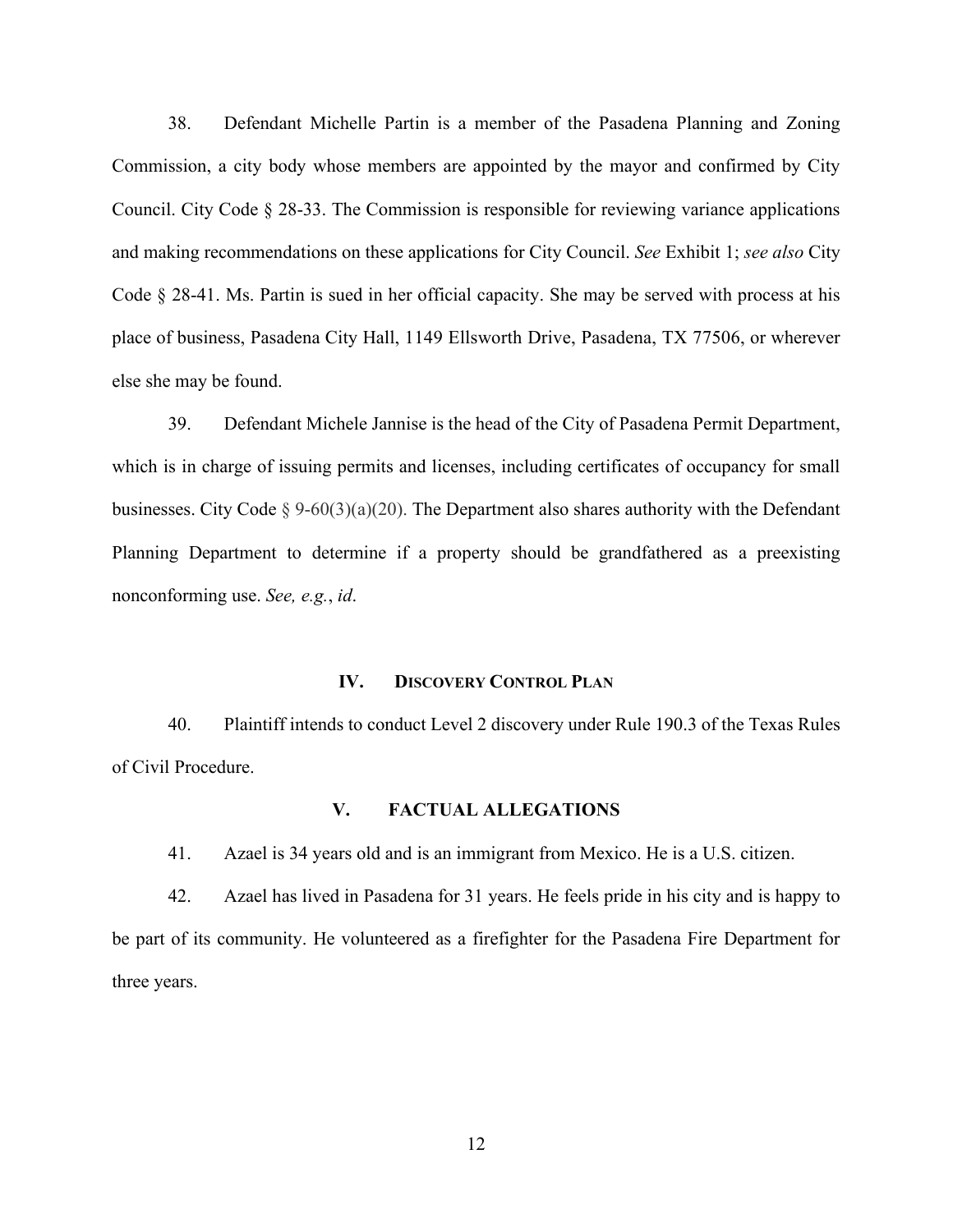38. Defendant Michelle Partin is a member of the Pasadena Planning and Zoning Commission, a city body whose members are appointed by the mayor and confirmed by City Council. City Code § 28-33. The Commission is responsible for reviewing variance applications and making recommendations on these applications for City Council. *See* Exhibit 1; *see also* City Code § 28-41. Ms. Partin is sued in her official capacity. She may be served with process at his place of business, Pasadena City Hall, 1149 Ellsworth Drive, Pasadena, TX 77506, or wherever else she may be found.

39. Defendant Michele Jannise is the head of the City of Pasadena Permit Department, which is in charge of issuing permits and licenses, including certificates of occupancy for small businesses. City Code § 9-60(3)(a)(20). The Department also shares authority with the Defendant Planning Department to determine if a property should be grandfathered as a preexisting nonconforming use. *See, e.g.*, *id*.

## IV. DISCOVERY CONTROL PLAN

40. Plaintiff intends to conduct Level 2 discovery under Rule 190.3 of the Texas Rules of Civil Procedure.

## V. FACTUAL ALLEGATIONS

41. Azael is 34 years old and is an immigrant from Mexico. He is a U.S. citizen.

42. Azael has lived in Pasadena for 31 years. He feels pride in his city and is happy to be part of its community. He volunteered as a firefighter for the Pasadena Fire Department for three years.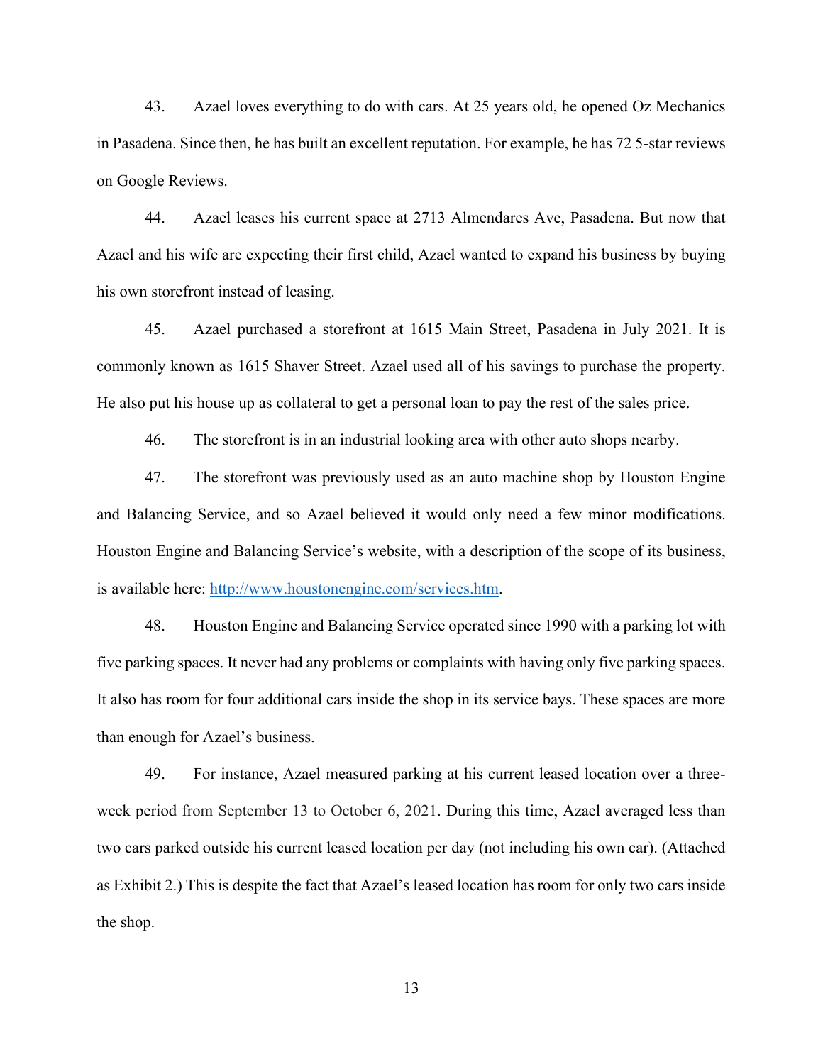43. Azael loves everything to do with cars. At 25 years old, he opened Oz Mechanics in Pasadena. Since then, he has built an excellent reputation. For example, he has 72 5-star reviews on Google Reviews.

44. Azael leases his current space at 2713 Almendares Ave, Pasadena. But now that Azael and his wife are expecting their first child, Azael wanted to expand his business by buying his own storefront instead of leasing.

45. Azael purchased a storefront at 1615 Main Street, Pasadena in July 2021. It is commonly known as 1615 Shaver Street. Azael used all of his savings to purchase the property. He also put his house up as collateral to get a personal loan to pay the rest of the sales price.

46. The storefront is in an industrial looking area with other auto shops nearby.

47. The storefront was previously used as an auto machine shop by Houston Engine and Balancing Service, and so Azael believed it would only need a few minor modifications. Houston Engine and Balancing Service's website, with a description of the scope of its business, is available here: [http://www.houstonengine.com/services.htm](http://www.houstonengine.com/services.htm).

48. Houston Engine and Balancing Service operated since 1990 with a parking lot with five parking spaces. It never had any problems or complaints with having only five parking spaces. It also has room for four additional cars inside the shop in its service bays. These spaces are more than enough for Azael's business.

49. For instance, Azael measured parking at his current leased location over a three-week period from September 13 to October 6, 2021. During this time, Azael averaged less than two cars parked outside his current leased location per day (not including his own car). (Attached as Exhibit 2.) This is despite the fact that Azael's leased location has room for only two cars inside the shop.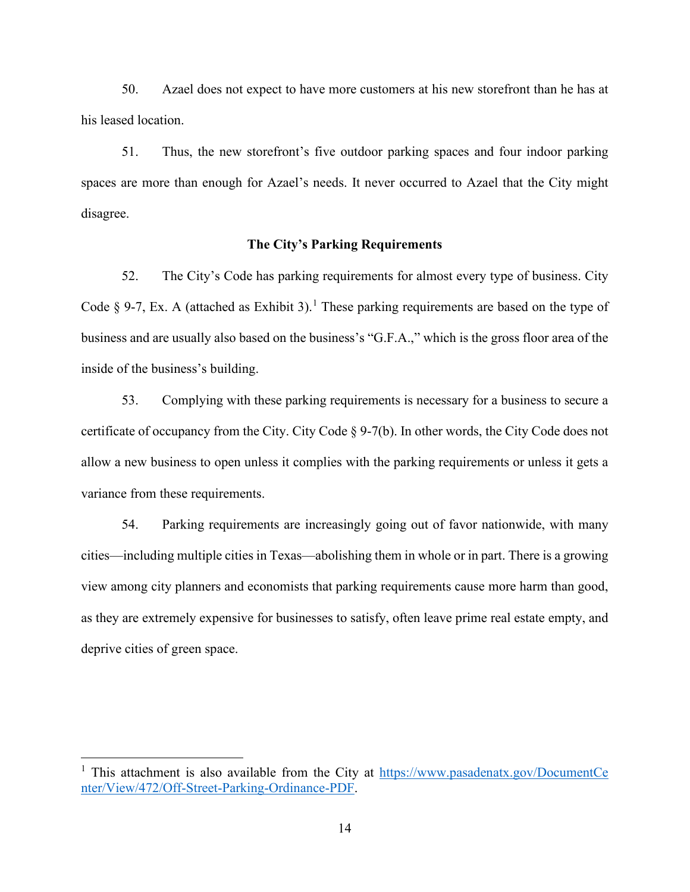50. Azael does not expect to have more customers at his new storefront than he has at his leased location.

51. Thus, the new storefront's five outdoor parking spaces and four indoor parking spaces are more than enough for Azael's needs. It never occurred to Azael that the City might disagree.

**The City's Parking Requirements**

52. The City's Code has parking requirements for almost every type of business. City Code § 9-7, Ex. A (attached as Exhibit 3).[1] These parking requirements are based on the type of business and are usually also based on the business's "G.F.A.," which is the gross floor area of the inside of the business's building.

53. Complying with these parking requirements is necessary for a business to secure a certificate of occupancy from the City. City Code § 9-7(b). In other words, the City Code does not allow a new business to open unless it complies with the parking requirements or unless it gets a variance from these requirements.

54. Parking requirements are increasingly going out of favor nationwide, with many cities—including multiple cities in Texas—abolishing them in whole or in part. There is a growing view among city planners and economists that parking requirements cause more harm than good, as they are extremely expensive for businesses to satisfy, often leave prime real estate empty, and deprive cities of green space.

---

[1] This attachment is also available from the City at https://www.pasadenatx.gov/DocumentCenter/View/472/Off-Street-Parking-Ordinance-PDF.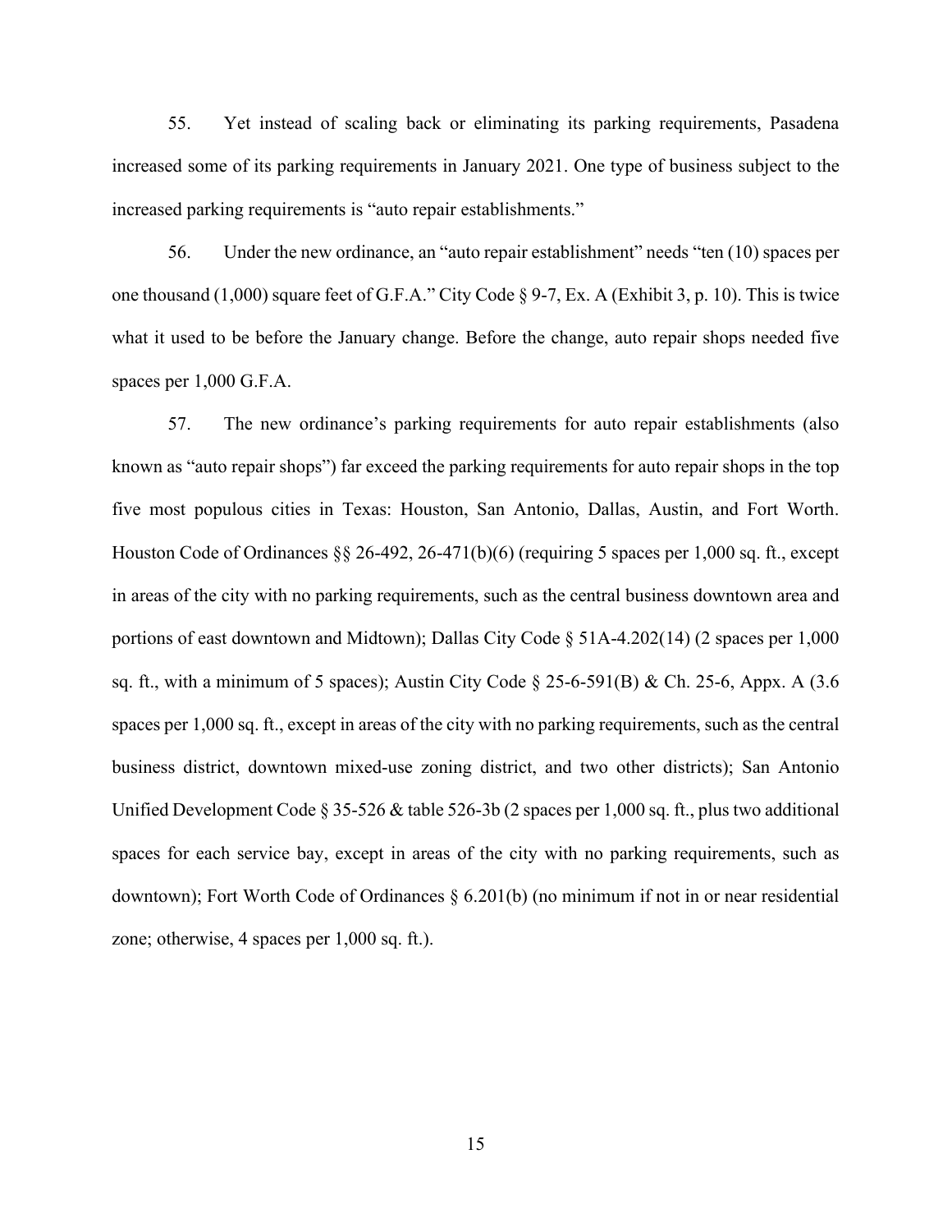55. Yet instead of scaling back or eliminating its parking requirements, Pasadena increased some of its parking requirements in January 2021. One type of business subject to the increased parking requirements is "auto repair establishments."

56. Under the new ordinance, an "auto repair establishment" needs "ten (10) spaces per one thousand (1,000) square feet of G.F.A." City Code § 9-7, Ex. A (Exhibit 3, p. 10). This is twice what it used to be before the January change. Before the change, auto repair shops needed five spaces per 1,000 G.F.A.

57. The new ordinance's parking requirements for auto repair establishments (also known as "auto repair shops") far exceed the parking requirements for auto repair shops in the top five most populous cities in Texas: Houston, San Antonio, Dallas, Austin, and Fort Worth. Houston Code of Ordinances §§ 26-492, 26-471(b)(6) (requiring 5 spaces per 1,000 sq. ft., except in areas of the city with no parking requirements, such as the central business downtown area and portions of east downtown and Midtown); Dallas City Code § 51A-4.202(14) (2 spaces per 1,000 sq. ft., with a minimum of 5 spaces); Austin City Code § 25-6-591(B) & Ch. 25-6, Appx. A (3.6 spaces per 1,000 sq. ft., except in areas of the city with no parking requirements, such as the central business district, downtown mixed-use zoning district, and two other districts); San Antonio Unified Development Code § 35-526 & table 526-3b (2 spaces per 1,000 sq. ft., plus two additional spaces for each service bay, except in areas of the city with no parking requirements, such as downtown); Fort Worth Code of Ordinances § 6.201(b) (no minimum if not in or near residential zone; otherwise, 4 spaces per 1,000 sq. ft.).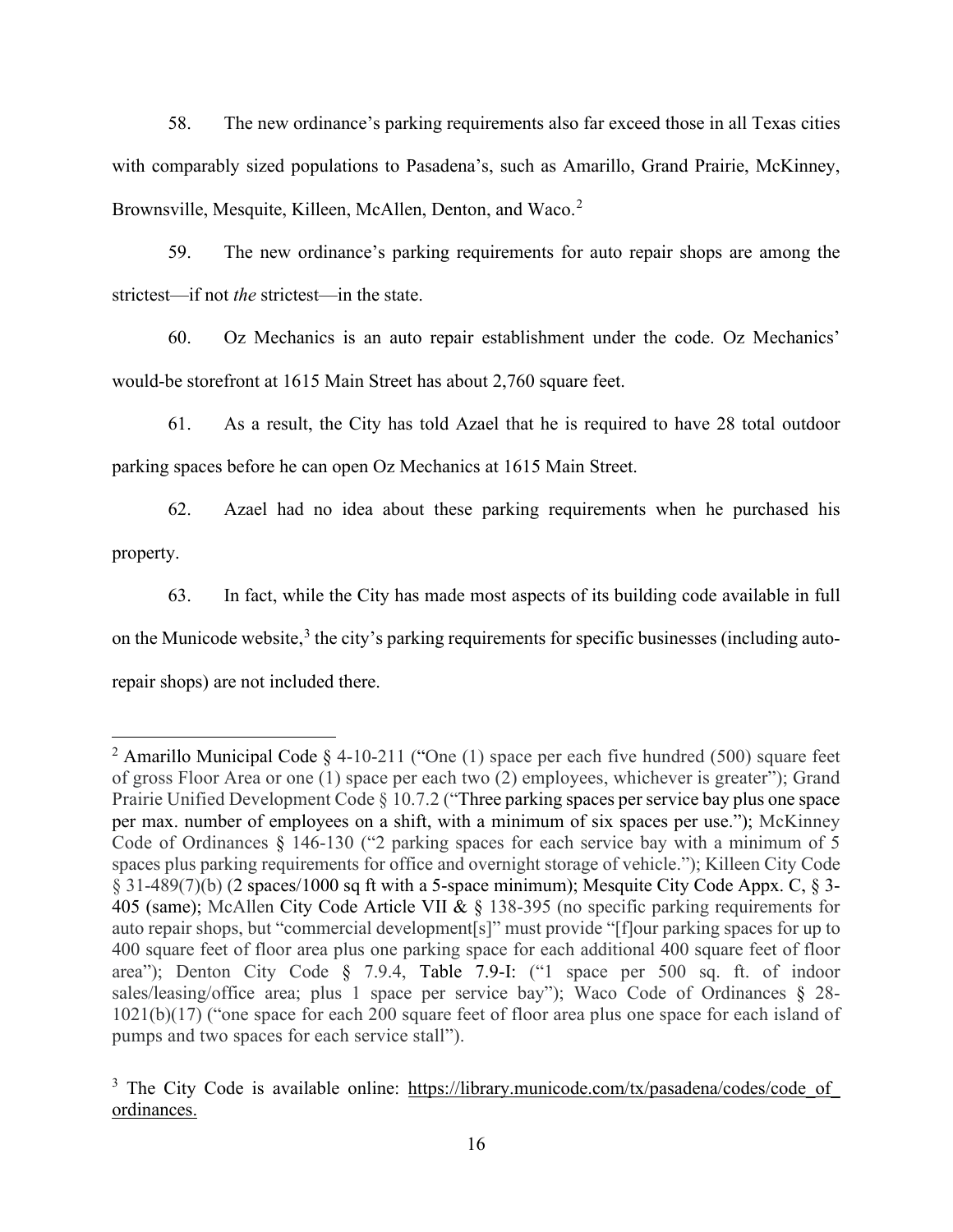58. The new ordinance's parking requirements also far exceed those in all Texas cities with comparably sized populations to Pasadena's, such as Amarillo, Grand Prairie, McKinney, Brownsville, Mesquite, Killeen, McAllen, Denton, and Waco.[2]

59. The new ordinance's parking requirements for auto repair shops are among the strictest—if not *the* strictest—in the state.

60. Oz Mechanics is an auto repair establishment under the code. Oz Mechanics' would-be storefront at 1615 Main Street has about 2,760 square feet.

61. As a result, the City has told Azael that he is required to have 28 total outdoor parking spaces before he can open Oz Mechanics at 1615 Main Street.

62. Azael had no idea about these parking requirements when he purchased his property.

63. In fact, while the City has made most aspects of its building code available in full on the Municode website,[3] the city's parking requirements for specific businesses (including auto-repair shops) are not included there.

---

[2] Amarillo Municipal Code § 4-10-211 ("One (1) space per each five hundred (500) square feet of gross Floor Area or one (1) space per each two (2) employees, whichever is greater"); Grand Prairie Unified Development Code § 10.7.2 ("Three parking spaces per service bay plus one space per max. number of employees on a shift, with a minimum of six spaces per use."); McKinney Code of Ordinances § 146-130 ("2 parking spaces for each service bay with a minimum of 5 spaces plus parking requirements for office and overnight storage of vehicle."); Killeen City Code § 31-489(7)(b) (2 spaces/1000 sq ft with a 5-space minimum); Mesquite City Code Appx. C, § 3-405 (same); McAllen City Code Article VII & § 138-395 (no specific parking requirements for auto repair shops, but "commercial development[s]" must provide "[f]our parking spaces for up to 400 square feet of floor area plus one parking space for each additional 400 square feet of floor area"); Denton City Code § 7.9.4, Table 7.9-I: ("1 space per 500 sq. ft. of indoor sales/leasing/office area; plus 1 space per service bay"); Waco Code of Ordinances § 28-1021(b)(17) ("one space for each 200 square feet of floor area plus one space for each island of pumps and two spaces for each service stall").

[3] The City Code is available online: https://library.municode.com/tx/pasadena/codes/code_of_ordinances.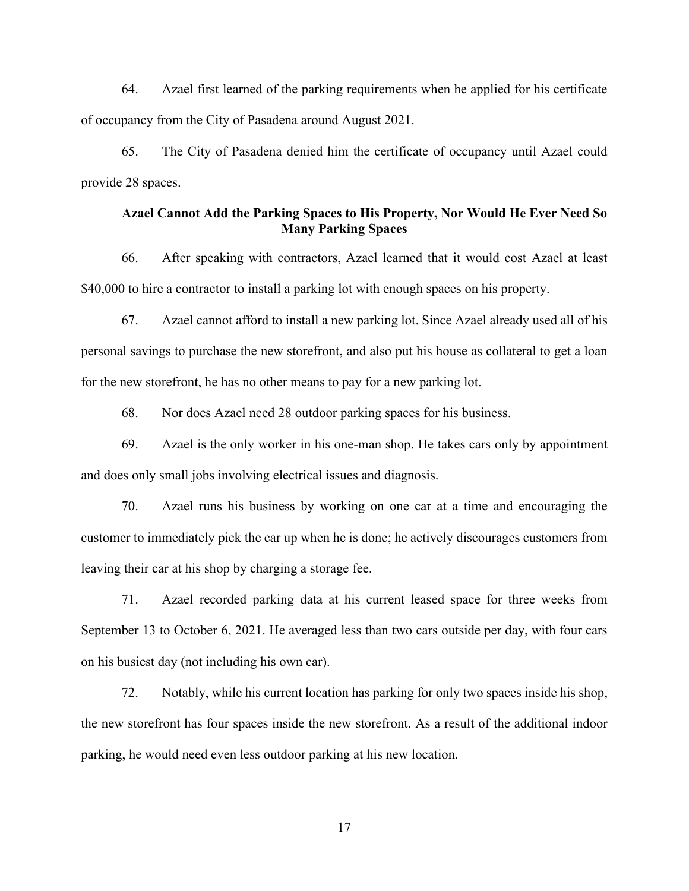64. Azael first learned of the parking requirements when he applied for his certificate of occupancy from the City of Pasadena around August 2021.

65. The City of Pasadena denied him the certificate of occupancy until Azael could provide 28 spaces.

### Azael Cannot Add the Parking Spaces to His Property, Nor Would He Ever Need So Many Parking Spaces

66. After speaking with contractors, Azael learned that it would cost Azael at least $40,000 to hire a contractor to install a parking lot with enough spaces on his property.

67. Azael cannot afford to install a new parking lot. Since Azael already used all of his personal savings to purchase the new storefront, and also put his house as collateral to get a loan for the new storefront, he has no other means to pay for a new parking lot.

68. Nor does Azael need 28 outdoor parking spaces for his business.

69. Azael is the only worker in his one-man shop. He takes cars only by appointment and does only small jobs involving electrical issues and diagnosis.

70. Azael runs his business by working on one car at a time and encouraging the customer to immediately pick the car up when he is done; he actively discourages customers from leaving their car at his shop by charging a storage fee.

71. Azael recorded parking data at his current leased space for three weeks from September 13 to October 6, 2021. He averaged less than two cars outside per day, with four cars on his busiest day (not including his own car).

72. Notably, while his current location has parking for only two spaces inside his shop, the new storefront has four spaces inside the new storefront. As a result of the additional indoor parking, he would need even less outdoor parking at his new location.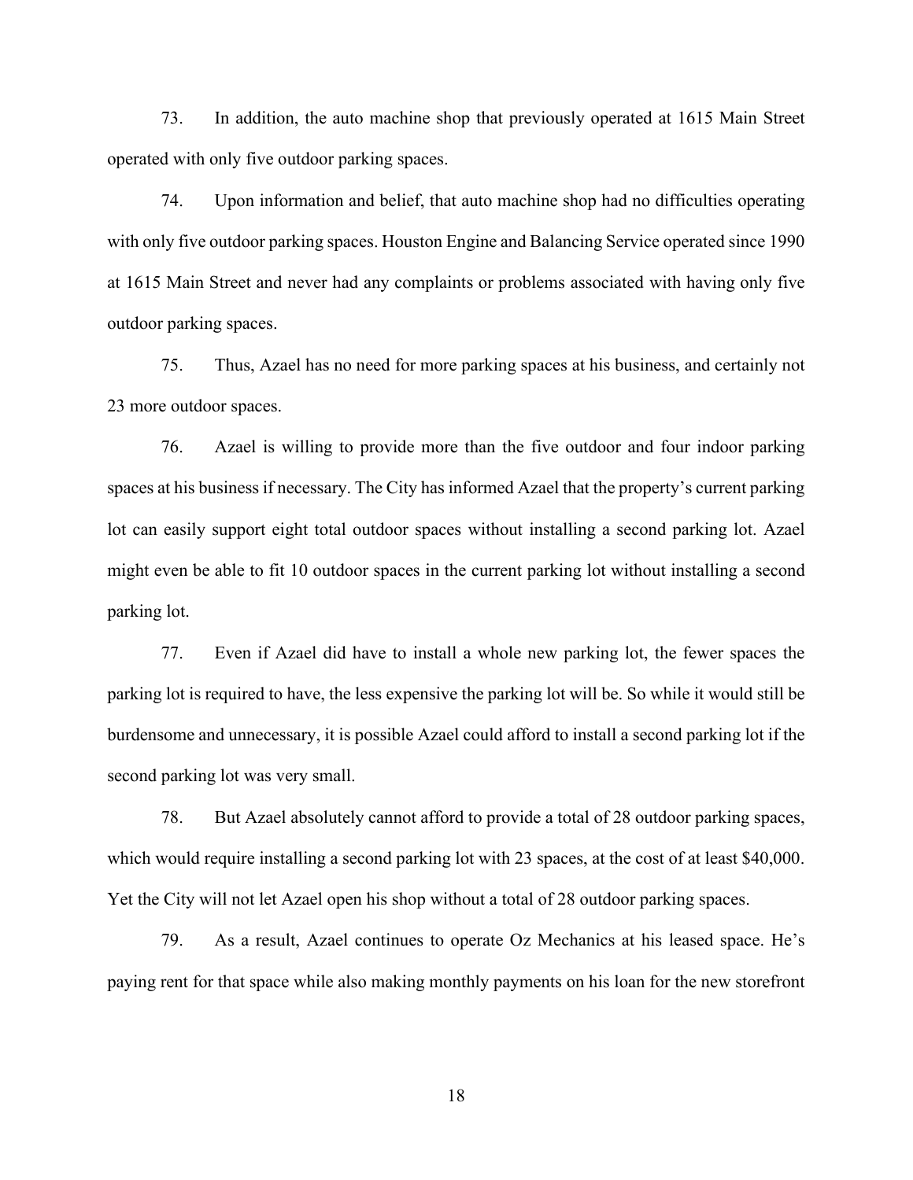73. In addition, the auto machine shop that previously operated at 1615 Main Street operated with only five outdoor parking spaces.

74. Upon information and belief, that auto machine shop had no difficulties operating with only five outdoor parking spaces. Houston Engine and Balancing Service operated since 1990 at 1615 Main Street and never had any complaints or problems associated with having only five outdoor parking spaces.

75. Thus, Azael has no need for more parking spaces at his business, and certainly not 23 more outdoor spaces.

76. Azael is willing to provide more than the five outdoor and four indoor parking spaces at his business if necessary. The City has informed Azael that the property's current parking lot can easily support eight total outdoor spaces without installing a second parking lot. Azael might even be able to fit 10 outdoor spaces in the current parking lot without installing a second parking lot.

77. Even if Azael did have to install a whole new parking lot, the fewer spaces the parking lot is required to have, the less expensive the parking lot will be. So while it would still be burdensome and unnecessary, it is possible Azael could afford to install a second parking lot if the second parking lot was very small.

78. But Azael absolutely cannot afford to provide a total of 28 outdoor parking spaces, which would require installing a second parking lot with 23 spaces, at the cost of at least $40,000. Yet the City will not let Azael open his shop without a total of 28 outdoor parking spaces.

79. As a result, Azael continues to operate Oz Mechanics at his leased space. He's paying rent for that space while also making monthly payments on his loan for the new storefront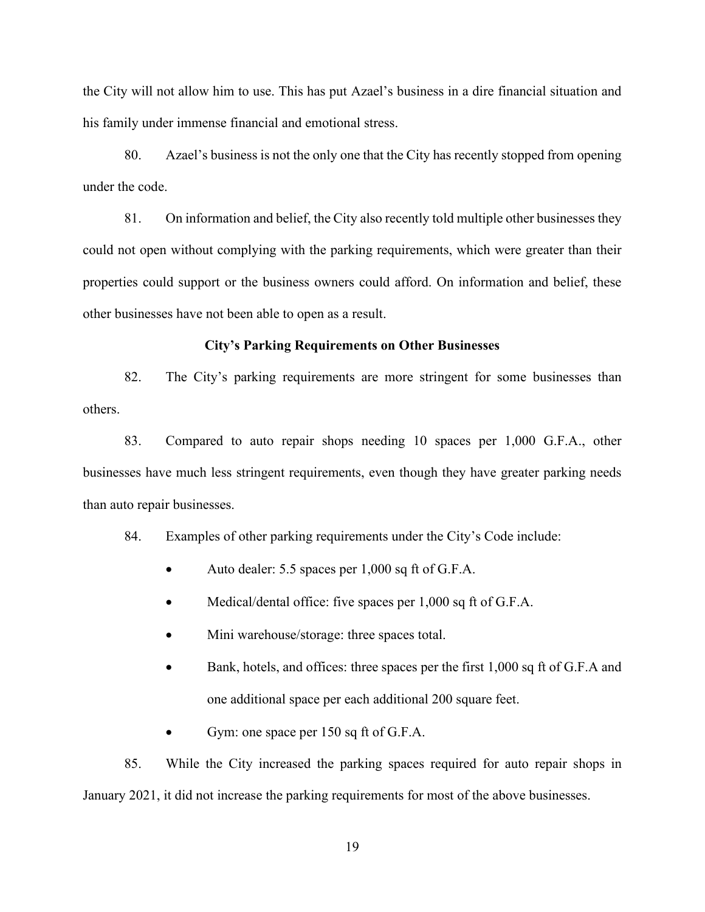the City will not allow him to use. This has put Azael's business in a dire financial situation and his family under immense financial and emotional stress.

80. Azael's business is not the only one that the City has recently stopped from opening under the code.

81. On information and belief, the City also recently told multiple other businesses they could not open without complying with the parking requirements, which were greater than their properties could support or the business owners could afford. On information and belief, these other businesses have not been able to open as a result.

**City's Parking Requirements on Other Businesses**

82. The City's parking requirements are more stringent for some businesses than others.

83. Compared to auto repair shops needing 10 spaces per 1,000 G.F.A., other businesses have much less stringent requirements, even though they have greater parking needs than auto repair businesses.

84. Examples of other parking requirements under the City's Code include:

- Auto dealer: 5.5 spaces per 1,000 sq ft of G.F.A.
- Medical/dental office: five spaces per 1,000 sq ft of G.F.A.
- Mini warehouse/storage: three spaces total.
- Bank, hotels, and offices: three spaces per the first 1,000 sq ft of G.F.A and one additional space per each additional 200 square feet.
- Gym: one space per 150 sq ft of G.F.A.

85. While the City increased the parking spaces required for auto repair shops in January 2021, it did not increase the parking requirements for most of the above businesses.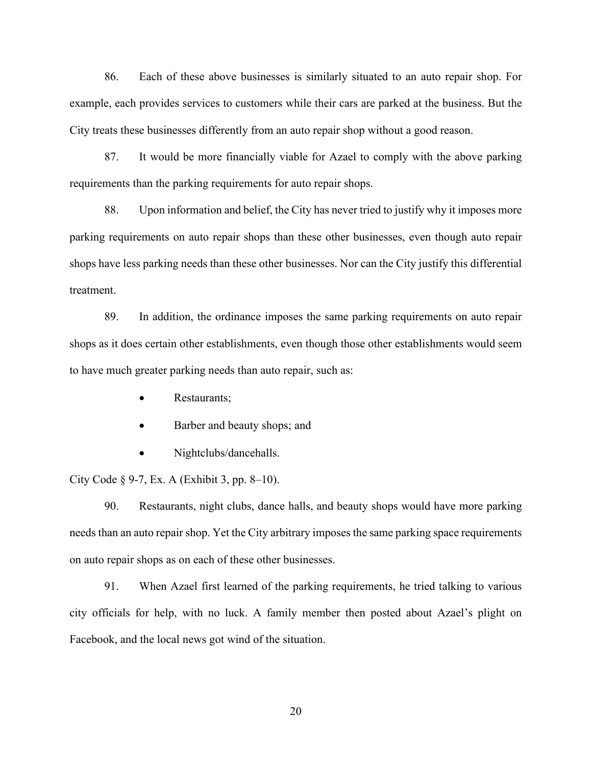86. Each of these above businesses is similarly situated to an auto repair shop. For example, each provides services to customers while their cars are parked at the business. But the City treats these businesses differently from an auto repair shop without a good reason.

87. It would be more financially viable for Azael to comply with the above parking requirements than the parking requirements for auto repair shops.

88. Upon information and belief, the City has never tried to justify why it imposes more parking requirements on auto repair shops than these other businesses, even though auto repair shops have less parking needs than these other businesses. Nor can the City justify this differential treatment.

89. In addition, the ordinance imposes the same parking requirements on auto repair shops as it does certain other establishments, even though those other establishments would seem to have much greater parking needs than auto repair, such as:

- Restaurants;
- Barber and beauty shops; and
- Nightclubs/dancehalls.

City Code § 9-7, Ex. A (Exhibit 3, pp. 8–10).

90. Restaurants, night clubs, dance halls, and beauty shops would have more parking needs than an auto repair shop. Yet the City arbitrary imposes the same parking space requirements on auto repair shops as on each of these other businesses.

91. When Azael first learned of the parking requirements, he tried talking to various city officials for help, with no luck. A family member then posted about Azael's plight on Facebook, and the local news got wind of the situation.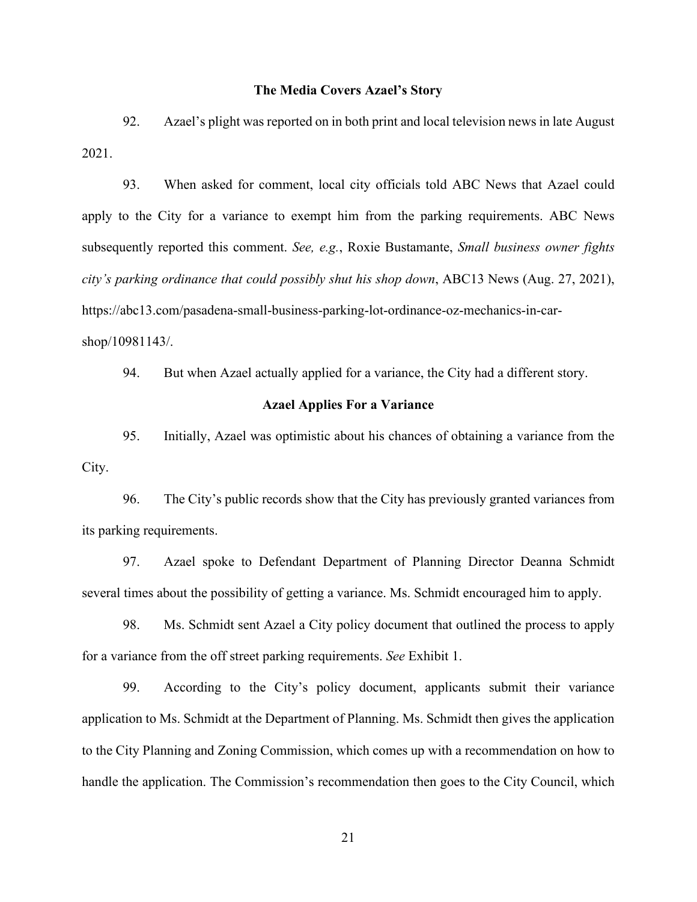### The Media Covers Azael's Story

92. Azael's plight was reported on in both print and local television news in late August 2021.

93. When asked for comment, local city officials told ABC News that Azael could apply to the City for a variance to exempt him from the parking requirements. ABC News subsequently reported this comment. *See, e.g.*, Roxie Bustamante, *Small business owner fights city's parking ordinance that could possibly shut his shop down*, ABC13 News (Aug. 27, 2021), https://abc13.com/pasadena-small-business-parking-lot-ordinance-oz-mechanics-in-car-shop/10981143/.

94. But when Azael actually applied for a variance, the City had a different story.

### Azael Applies For a Variance

95. Initially, Azael was optimistic about his chances of obtaining a variance from the City.

96. The City's public records show that the City has previously granted variances from its parking requirements.

97. Azael spoke to Defendant Department of Planning Director Deanna Schmidt several times about the possibility of getting a variance. Ms. Schmidt encouraged him to apply.

98. Ms. Schmidt sent Azael a City policy document that outlined the process to apply for a variance from the off street parking requirements. *See* Exhibit 1.

99. According to the City's policy document, applicants submit their variance application to Ms. Schmidt at the Department of Planning. Ms. Schmidt then gives the application to the City Planning and Zoning Commission, which comes up with a recommendation on how to handle the application. The Commission's recommendation then goes to the City Council, which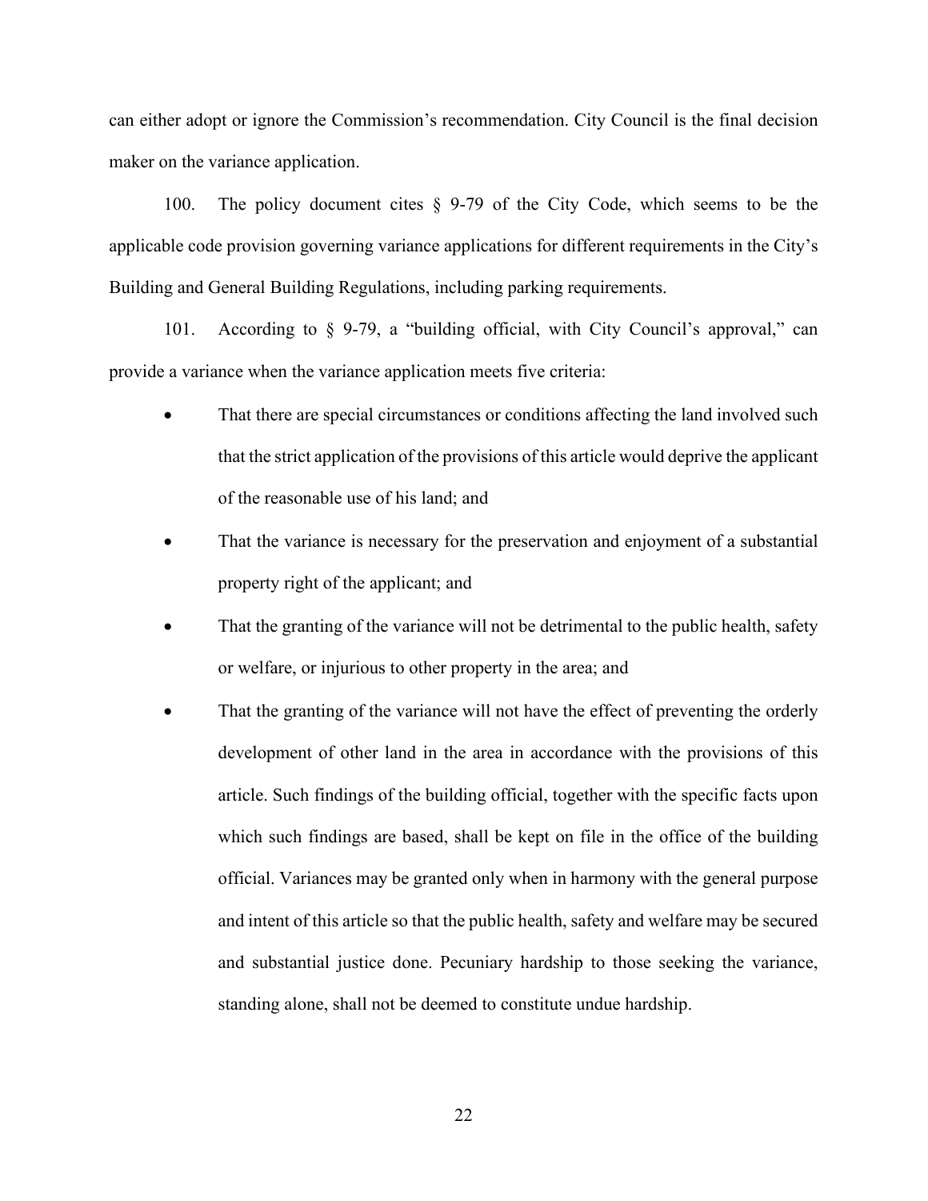can either adopt or ignore the Commission's recommendation. City Council is the final decision maker on the variance application.

100. The policy document cites § 9-79 of the City Code, which seems to be the applicable code provision governing variance applications for different requirements in the City's Building and General Building Regulations, including parking requirements.

101. According to § 9-79, a "building official, with City Council's approval," can provide a variance when the variance application meets five criteria:

- That there are special circumstances or conditions affecting the land involved such that the strict application of the provisions of this article would deprive the applicant of the reasonable use of his land; and
- That the variance is necessary for the preservation and enjoyment of a substantial property right of the applicant; and
- That the granting of the variance will not be detrimental to the public health, safety or welfare, or injurious to other property in the area; and
- That the granting of the variance will not have the effect of preventing the orderly development of other land in the area in accordance with the provisions of this article. Such findings of the building official, together with the specific facts upon which such findings are based, shall be kept on file in the office of the building official. Variances may be granted only when in harmony with the general purpose and intent of this article so that the public health, safety and welfare may be secured and substantial justice done. Pecuniary hardship to those seeking the variance, standing alone, shall not be deemed to constitute undue hardship.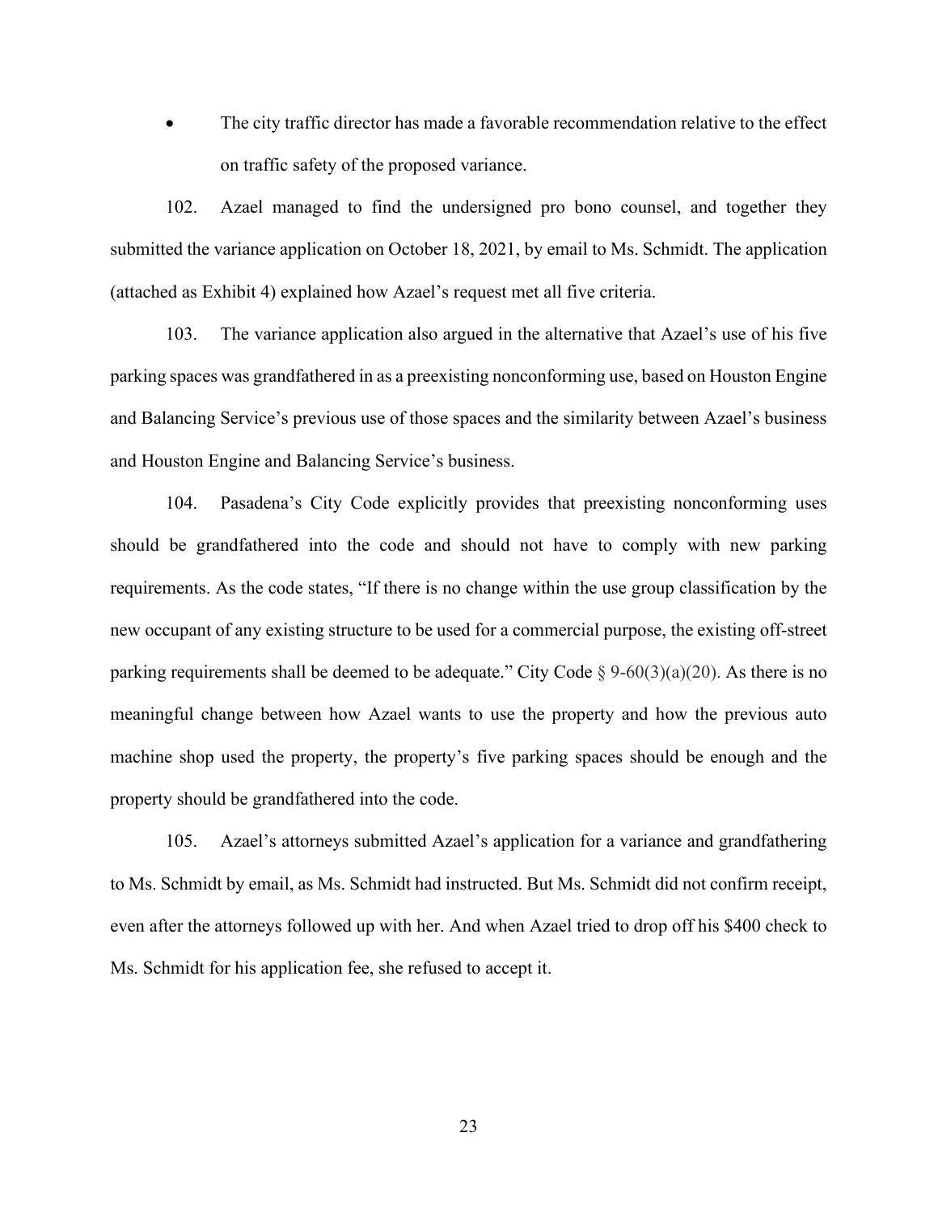- The city traffic director has made a favorable recommendation relative to the effect on traffic safety of the proposed variance.

102. Azael managed to find the undersigned pro bono counsel, and together they submitted the variance application on October 18, 2021, by email to Ms. Schmidt. The application (attached as Exhibit 4) explained how Azael's request met all five criteria.

103. The variance application also argued in the alternative that Azael's use of his five parking spaces was grandfathered in as a preexisting nonconforming use, based on Houston Engine and Balancing Service's previous use of those spaces and the similarity between Azael's business and Houston Engine and Balancing Service's business.

104. Pasadena's City Code explicitly provides that preexisting nonconforming uses should be grandfathered into the code and should not have to comply with new parking requirements. As the code states, "If there is no change within the use group classification by the new occupant of any existing structure to be used for a commercial purpose, the existing off-street parking requirements shall be deemed to be adequate." City Code § 9-60(3)(a)(20). As there is no meaningful change between how Azael wants to use the property and how the previous auto machine shop used the property, the property's five parking spaces should be enough and the property should be grandfathered into the code.

105. Azael's attorneys submitted Azael's application for a variance and grandfathering to Ms. Schmidt by email, as Ms. Schmidt had instructed. But Ms. Schmidt did not confirm receipt, even after the attorneys followed up with her. And when Azael tried to drop off his $400 check to Ms. Schmidt for his application fee, she refused to accept it.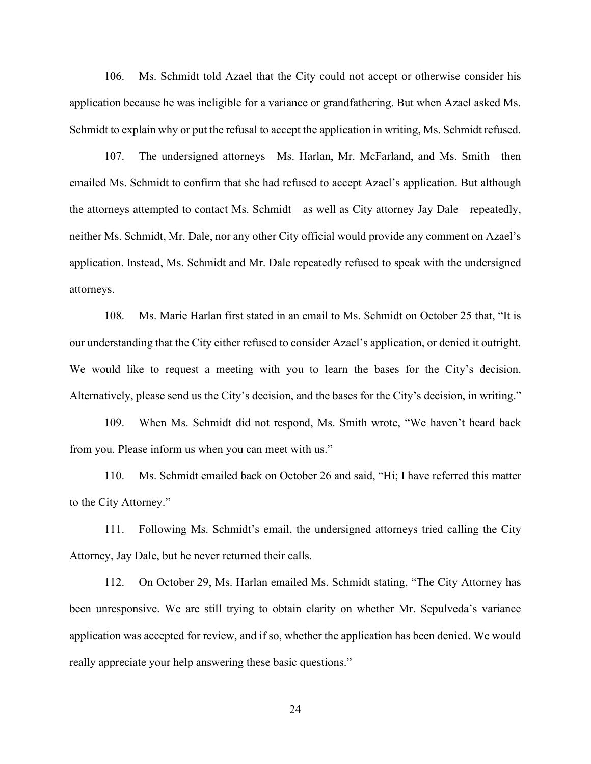106. Ms. Schmidt told Azael that the City could not accept or otherwise consider his application because he was ineligible for a variance or grandfathering. But when Azael asked Ms. Schmidt to explain why or put the refusal to accept the application in writing, Ms. Schmidt refused.

107. The undersigned attorneys—Ms. Harlan, Mr. McFarland, and Ms. Smith—then emailed Ms. Schmidt to confirm that she had refused to accept Azael's application. But although the attorneys attempted to contact Ms. Schmidt—as well as City attorney Jay Dale—repeatedly, neither Ms. Schmidt, Mr. Dale, nor any other City official would provide any comment on Azael's application. Instead, Ms. Schmidt and Mr. Dale repeatedly refused to speak with the undersigned attorneys.

108. Ms. Marie Harlan first stated in an email to Ms. Schmidt on October 25 that, "It is our understanding that the City either refused to consider Azael's application, or denied it outright. We would like to request a meeting with you to learn the bases for the City's decision. Alternatively, please send us the City's decision, and the bases for the City's decision, in writing."

109. When Ms. Schmidt did not respond, Ms. Smith wrote, "We haven't heard back from you. Please inform us when you can meet with us."

110. Ms. Schmidt emailed back on October 26 and said, "Hi; I have referred this matter to the City Attorney."

111. Following Ms. Schmidt's email, the undersigned attorneys tried calling the City Attorney, Jay Dale, but he never returned their calls.

112. On October 29, Ms. Harlan emailed Ms. Schmidt stating, "The City Attorney has been unresponsive. We are still trying to obtain clarity on whether Mr. Sepulveda's variance application was accepted for review, and if so, whether the application has been denied. We would really appreciate your help answering these basic questions."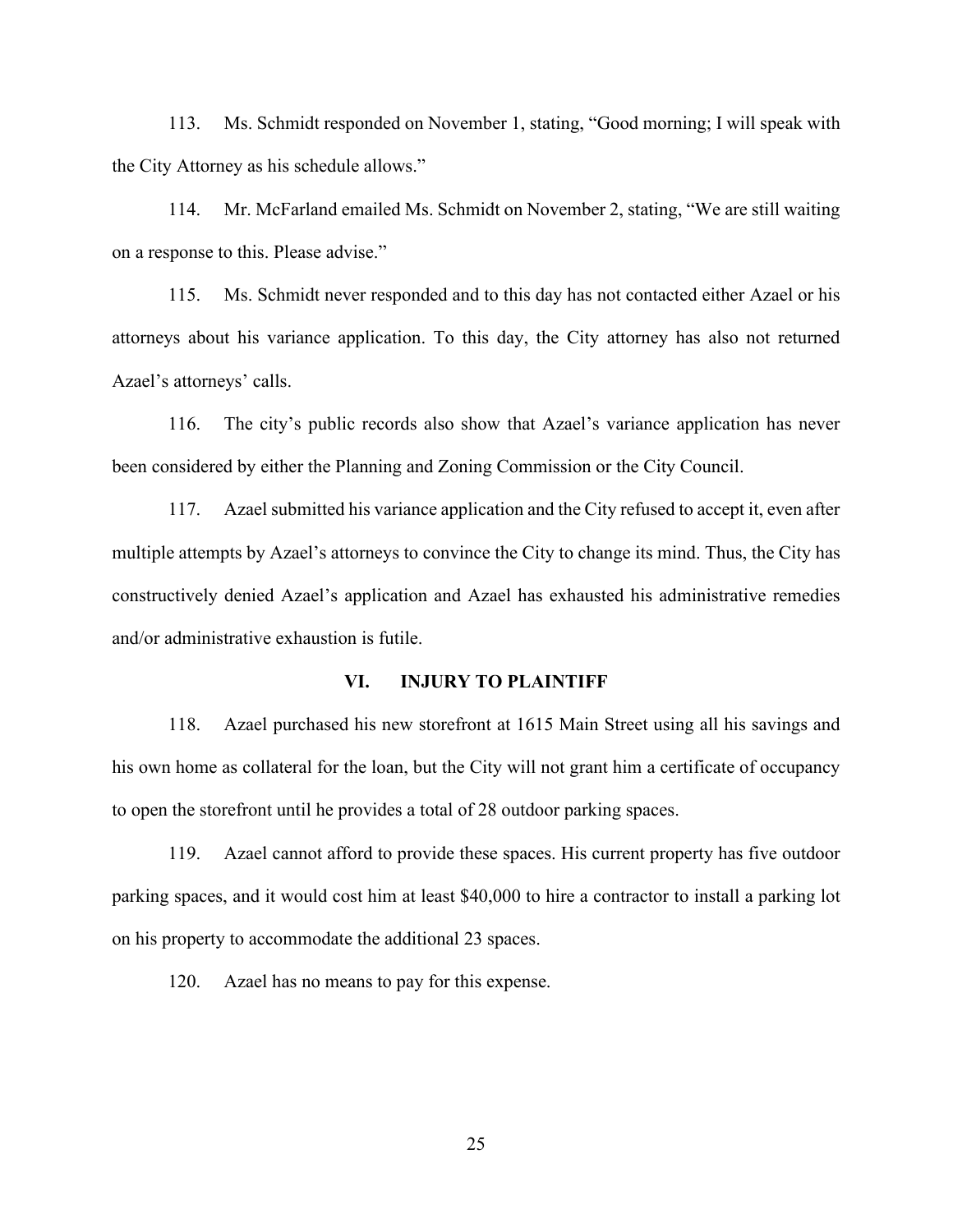113. Ms. Schmidt responded on November 1, stating, "Good morning; I will speak with the City Attorney as his schedule allows."

114. Mr. McFarland emailed Ms. Schmidt on November 2, stating, "We are still waiting on a response to this. Please advise."

115. Ms. Schmidt never responded and to this day has not contacted either Azael or his attorneys about his variance application. To this day, the City attorney has also not returned Azael's attorneys' calls.

116. The city's public records also show that Azael's variance application has never been considered by either the Planning and Zoning Commission or the City Council.

117. Azael submitted his variance application and the City refused to accept it, even after multiple attempts by Azael's attorneys to convince the City to change its mind. Thus, the City has constructively denied Azael's application and Azael has exhausted his administrative remedies and/or administrative exhaustion is futile.

## VI. INJURY TO PLAINTIFF

118. Azael purchased his new storefront at 1615 Main Street using all his savings and his own home as collateral for the loan, but the City will not grant him a certificate of occupancy to open the storefront until he provides a total of 28 outdoor parking spaces.

119. Azael cannot afford to provide these spaces. His current property has five outdoor parking spaces, and it would cost him at least $40,000 to hire a contractor to install a parking lot on his property to accommodate the additional 23 spaces.

120. Azael has no means to pay for this expense.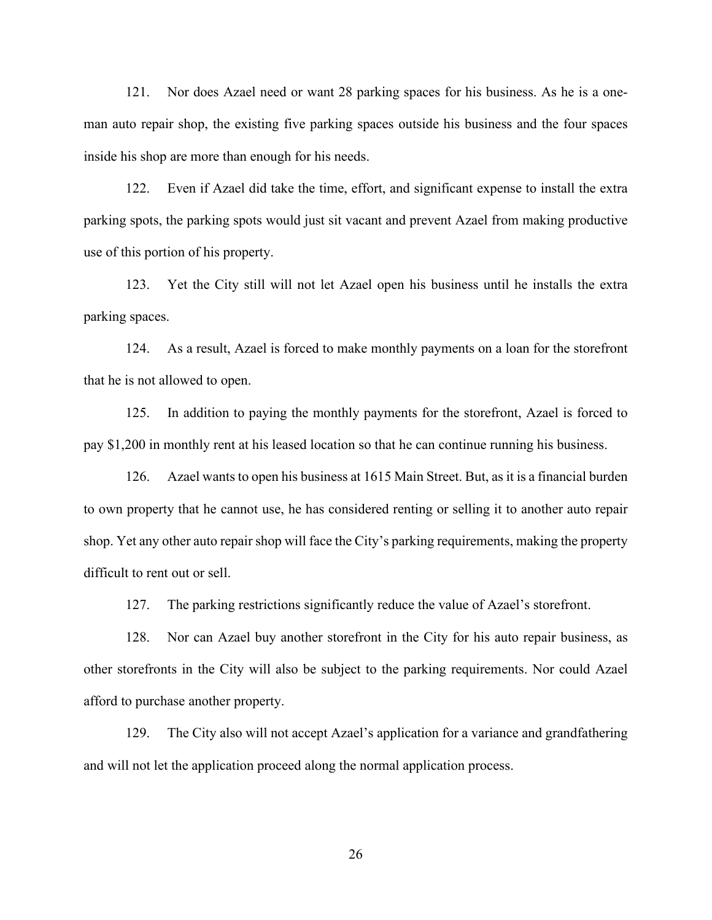121. Nor does Azael need or want 28 parking spaces for his business. As he is a one-man auto repair shop, the existing five parking spaces outside his business and the four spaces inside his shop are more than enough for his needs.

122. Even if Azael did take the time, effort, and significant expense to install the extra parking spots, the parking spots would just sit vacant and prevent Azael from making productive use of this portion of his property.

123. Yet the City still will not let Azael open his business until he installs the extra parking spaces.

124. As a result, Azael is forced to make monthly payments on a loan for the storefront that he is not allowed to open.

125. In addition to paying the monthly payments for the storefront, Azael is forced to pay $1,200 in monthly rent at his leased location so that he can continue running his business.

126. Azael wants to open his business at 1615 Main Street. But, as it is a financial burden to own property that he cannot use, he has considered renting or selling it to another auto repair shop. Yet any other auto repair shop will face the City's parking requirements, making the property difficult to rent out or sell.

127. The parking restrictions significantly reduce the value of Azael's storefront.

128. Nor can Azael buy another storefront in the City for his auto repair business, as other storefronts in the City will also be subject to the parking requirements. Nor could Azael afford to purchase another property.

129. The City also will not accept Azael's application for a variance and grandfathering and will not let the application proceed along the normal application process.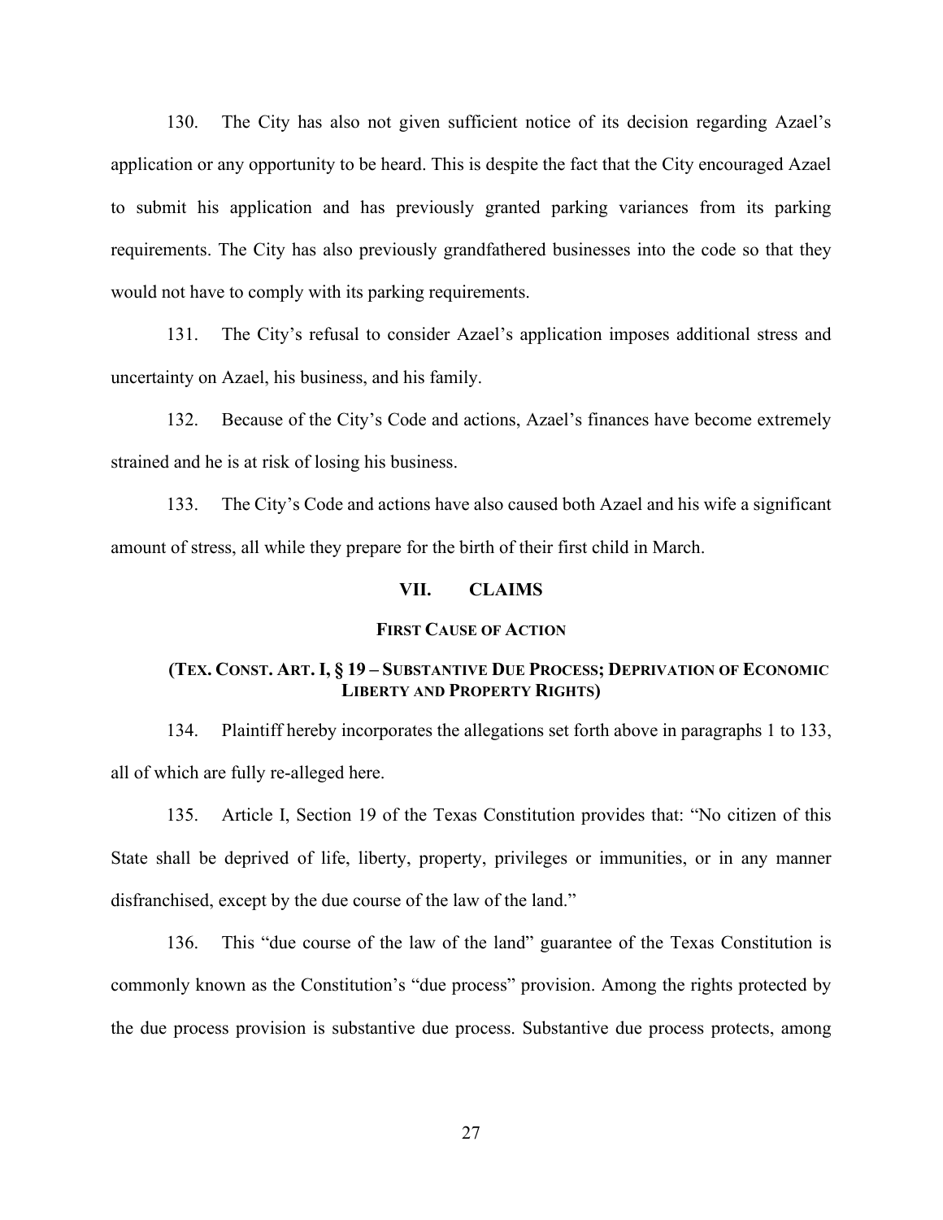130. The City has also not given sufficient notice of its decision regarding Azael's application or any opportunity to be heard. This is despite the fact that the City encouraged Azael to submit his application and has previously granted parking variances from its parking requirements. The City has also previously grandfathered businesses into the code so that they would not have to comply with its parking requirements.

131. The City's refusal to consider Azael's application imposes additional stress and uncertainty on Azael, his business, and his family.

132. Because of the City's Code and actions, Azael's finances have become extremely strained and he is at risk of losing his business.

133. The City's Code and actions have also caused both Azael and his wife a significant amount of stress, all while they prepare for the birth of their first child in March.

## VII. CLAIMS

### FIRST CAUSE OF ACTION

### (TEX. CONST. ART. I, § 19 – SUBSTANTIVE DUE PROCESS; DEPRIVATION OF ECONOMIC LIBERTY AND PROPERTY RIGHTS)

134. Plaintiff hereby incorporates the allegations set forth above in paragraphs 1 to 133, all of which are fully re-alleged here.

135. Article I, Section 19 of the Texas Constitution provides that: "No citizen of this State shall be deprived of life, liberty, property, privileges or immunities, or in any manner disfranchised, except by the due course of the law of the land."

136. This "due course of the law of the land" guarantee of the Texas Constitution is commonly known as the Constitution's "due process" provision. Among the rights protected by the due process provision is substantive due process. Substantive due process protects, among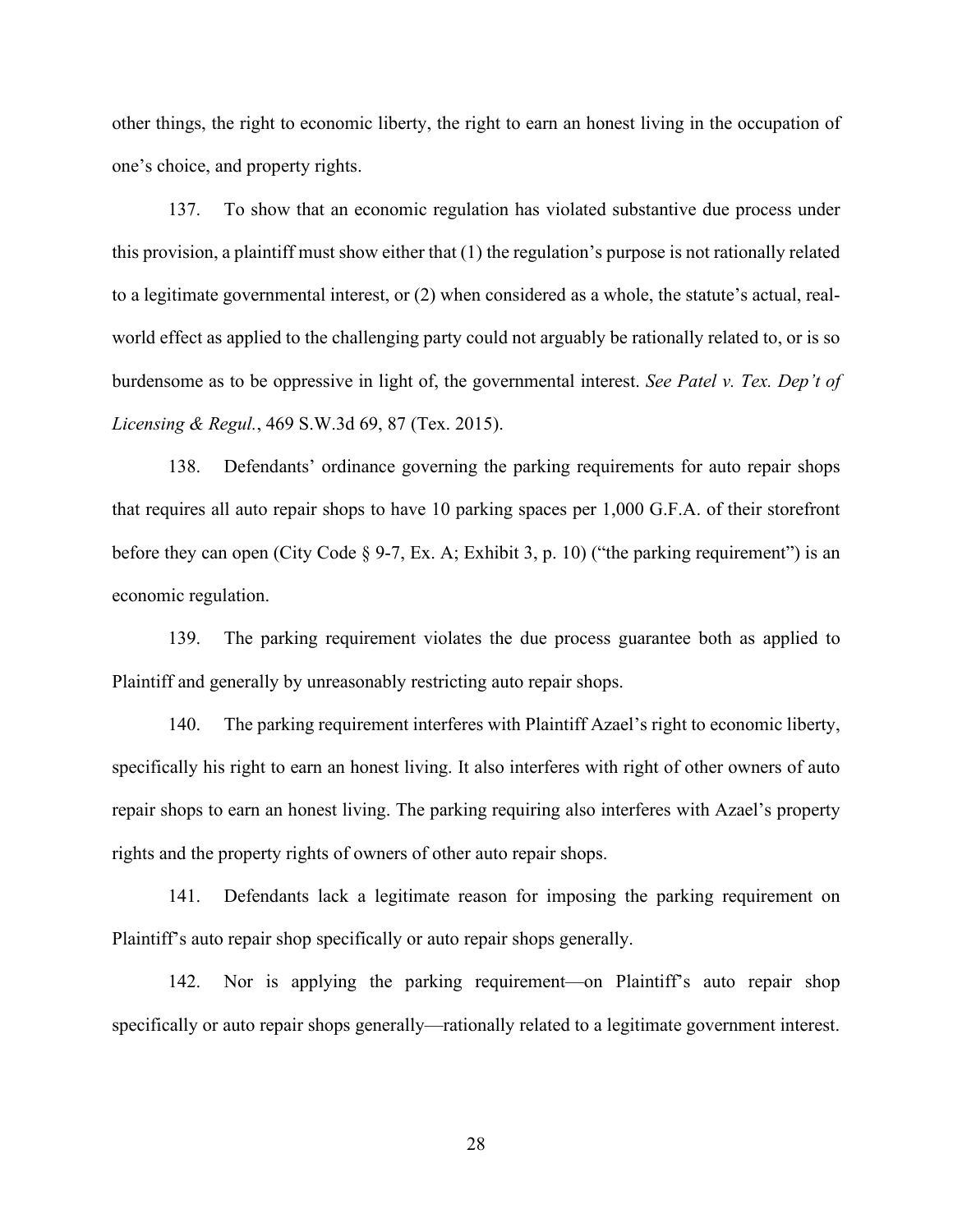other things, the right to economic liberty, the right to earn an honest living in the occupation of one's choice, and property rights.

137. To show that an economic regulation has violated substantive due process under this provision, a plaintiff must show either that (1) the regulation's purpose is not rationally related to a legitimate governmental interest, or (2) when considered as a whole, the statute's actual, real-world effect as applied to the challenging party could not arguably be rationally related to, or is so burdensome as to be oppressive in light of, the governmental interest. *See Patel v. Tex. Dep't of Licensing & Regul.*, 469 S.W.3d 69, 87 (Tex. 2015).

138. Defendants' ordinance governing the parking requirements for auto repair shops that requires all auto repair shops to have 10 parking spaces per 1,000 G.F.A. of their storefront before they can open (City Code § 9-7, Ex. A; Exhibit 3, p. 10) ("the parking requirement") is an economic regulation.

139. The parking requirement violates the due process guarantee both as applied to Plaintiff and generally by unreasonably restricting auto repair shops.

140. The parking requirement interferes with Plaintiff Azael's right to economic liberty, specifically his right to earn an honest living. It also interferes with right of other owners of auto repair shops to earn an honest living. The parking requiring also interferes with Azael's property rights and the property rights of owners of other auto repair shops.

141. Defendants lack a legitimate reason for imposing the parking requirement on Plaintiff's auto repair shop specifically or auto repair shops generally.

142. Nor is applying the parking requirement—on Plaintiff's auto repair shop specifically or auto repair shops generally—rationally related to a legitimate government interest.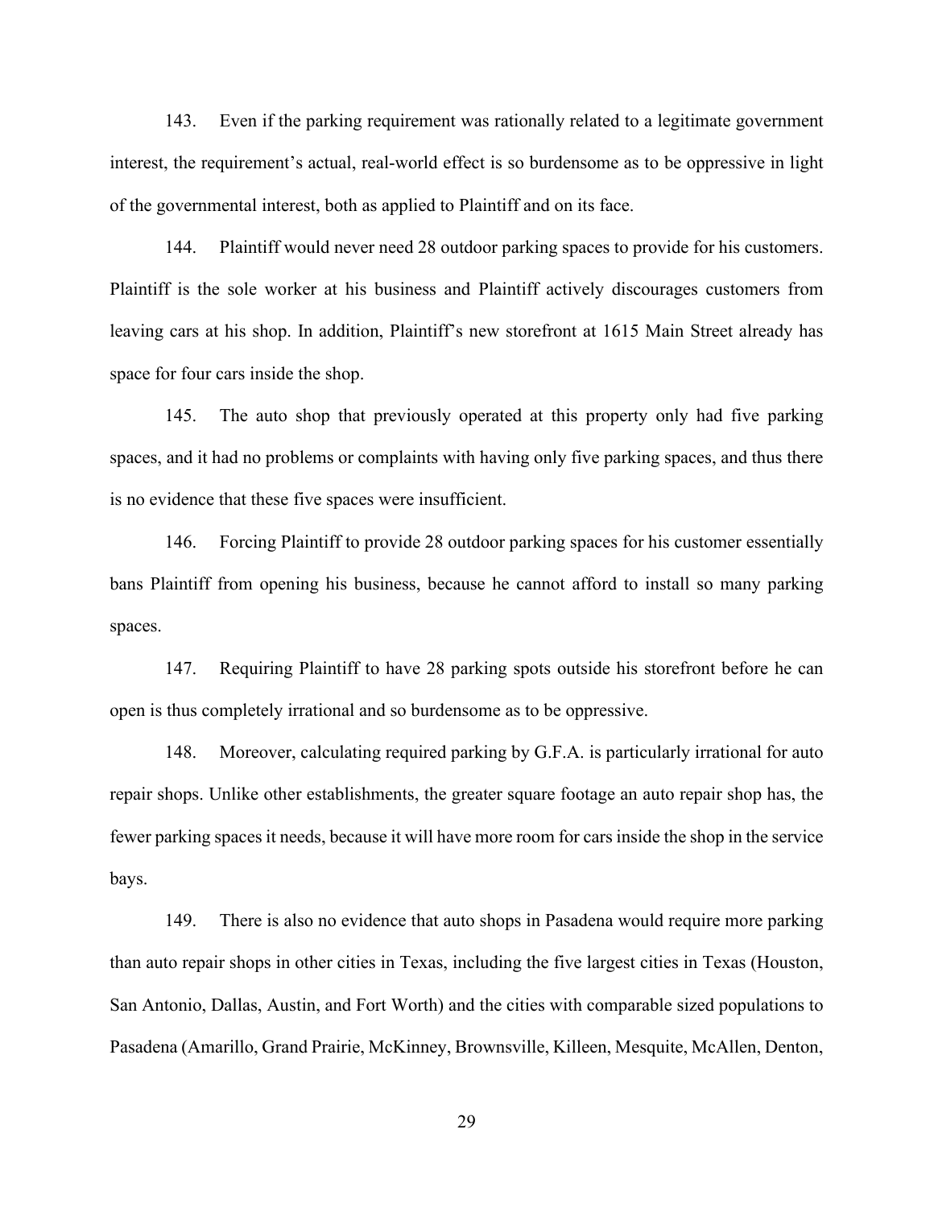143. Even if the parking requirement was rationally related to a legitimate government interest, the requirement's actual, real-world effect is so burdensome as to be oppressive in light of the governmental interest, both as applied to Plaintiff and on its face.

144. Plaintiff would never need 28 outdoor parking spaces to provide for his customers. Plaintiff is the sole worker at his business and Plaintiff actively discourages customers from leaving cars at his shop. In addition, Plaintiff's new storefront at 1615 Main Street already has space for four cars inside the shop.

145. The auto shop that previously operated at this property only had five parking spaces, and it had no problems or complaints with having only five parking spaces, and thus there is no evidence that these five spaces were insufficient.

146. Forcing Plaintiff to provide 28 outdoor parking spaces for his customer essentially bans Plaintiff from opening his business, because he cannot afford to install so many parking spaces.

147. Requiring Plaintiff to have 28 parking spots outside his storefront before he can open is thus completely irrational and so burdensome as to be oppressive.

148. Moreover, calculating required parking by G.F.A. is particularly irrational for auto repair shops. Unlike other establishments, the greater square footage an auto repair shop has, the fewer parking spaces it needs, because it will have more room for cars inside the shop in the service bays.

149. There is also no evidence that auto shops in Pasadena would require more parking than auto repair shops in other cities in Texas, including the five largest cities in Texas (Houston, San Antonio, Dallas, Austin, and Fort Worth) and the cities with comparable sized populations to Pasadena (Amarillo, Grand Prairie, McKinney, Brownsville, Killeen, Mesquite, McAllen, Denton,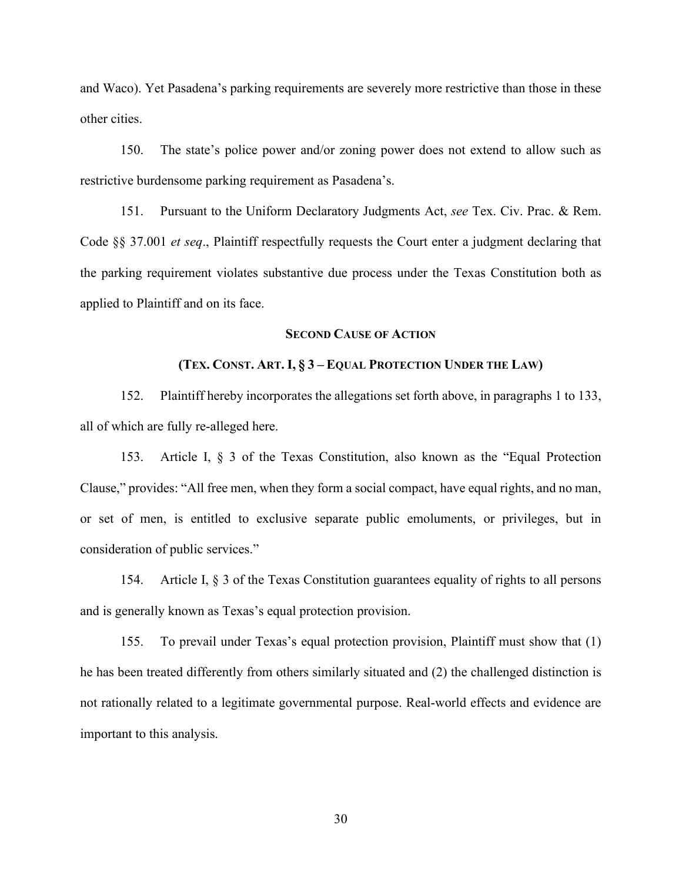and Waco). Yet Pasadena's parking requirements are severely more restrictive than those in these other cities.

150. The state's police power and/or zoning power does not extend to allow such as restrictive burdensome parking requirement as Pasadena's.

151. Pursuant to the Uniform Declaratory Judgments Act, *see* Tex. Civ. Prac. & Rem. Code §§ 37.001 *et seq*., Plaintiff respectfully requests the Court enter a judgment declaring that the parking requirement violates substantive due process under the Texas Constitution both as applied to Plaintiff and on its face.

## SECOND CAUSE OF ACTION

## (TEX. CONST. ART. I, § 3 – EQUAL PROTECTION UNDER THE LAW)

152. Plaintiff hereby incorporates the allegations set forth above, in paragraphs 1 to 133, all of which are fully re-alleged here.

153. Article I, § 3 of the Texas Constitution, also known as the "Equal Protection Clause," provides: "All free men, when they form a social compact, have equal rights, and no man, or set of men, is entitled to exclusive separate public emoluments, or privileges, but in consideration of public services."

154. Article I, § 3 of the Texas Constitution guarantees equality of rights to all persons and is generally known as Texas's equal protection provision.

155. To prevail under Texas's equal protection provision, Plaintiff must show that (1) he has been treated differently from others similarly situated and (2) the challenged distinction is not rationally related to a legitimate governmental purpose. Real-world effects and evidence are important to this analysis.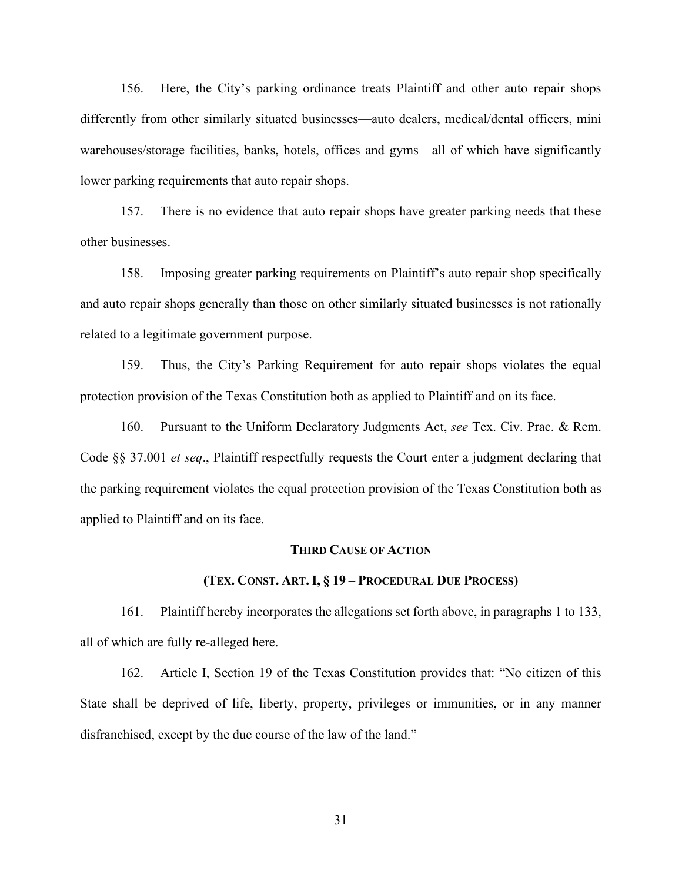156. Here, the City's parking ordinance treats Plaintiff and other auto repair shops differently from other similarly situated businesses—auto dealers, medical/dental officers, mini warehouses/storage facilities, banks, hotels, offices and gyms—all of which have significantly lower parking requirements that auto repair shops.

157. There is no evidence that auto repair shops have greater parking needs that these other businesses.

158. Imposing greater parking requirements on Plaintiff's auto repair shop specifically and auto repair shops generally than those on other similarly situated businesses is not rationally related to a legitimate government purpose.

159. Thus, the City's Parking Requirement for auto repair shops violates the equal protection provision of the Texas Constitution both as applied to Plaintiff and on its face.

160. Pursuant to the Uniform Declaratory Judgments Act, *see* Tex. Civ. Prac. & Rem. Code §§ 37.001 *et seq*., Plaintiff respectfully requests the Court enter a judgment declaring that the parking requirement violates the equal protection provision of the Texas Constitution both as applied to Plaintiff and on its face.

## **THIRD CAUSE OF ACTION**

### **(TEX. CONST. ART. I, § 19 – PROCEDURAL DUE PROCESS)**

161. Plaintiff hereby incorporates the allegations set forth above, in paragraphs 1 to 133, all of which are fully re-alleged here.

162. Article I, Section 19 of the Texas Constitution provides that: "No citizen of this State shall be deprived of life, liberty, property, privileges or immunities, or in any manner disfranchised, except by the due course of the law of the land."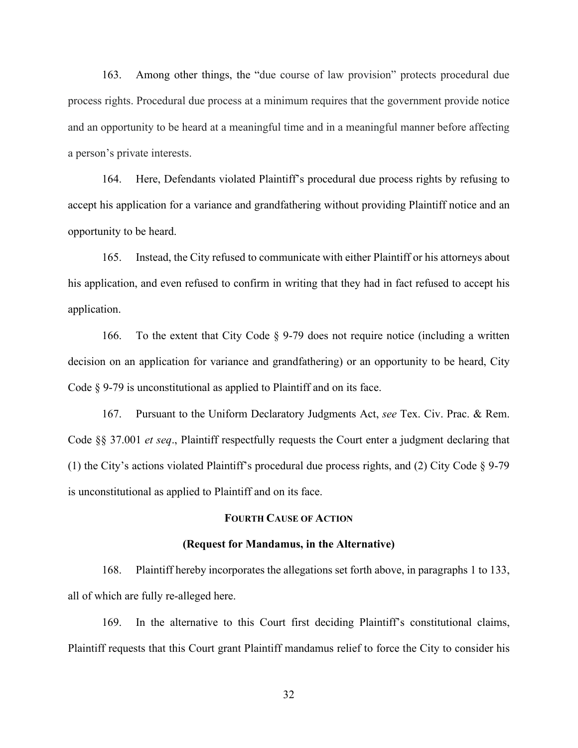163. Among other things, the "due course of law provision" protects procedural due process rights. Procedural due process at a minimum requires that the government provide notice and an opportunity to be heard at a meaningful time and in a meaningful manner before affecting a person's private interests.

164. Here, Defendants violated Plaintiff's procedural due process rights by refusing to accept his application for a variance and grandfathering without providing Plaintiff notice and an opportunity to be heard.

165. Instead, the City refused to communicate with either Plaintiff or his attorneys about his application, and even refused to confirm in writing that they had in fact refused to accept his application.

166. To the extent that City Code § 9-79 does not require notice (including a written decision on an application for variance and grandfathering) or an opportunity to be heard, City Code § 9-79 is unconstitutional as applied to Plaintiff and on its face.

167. Pursuant to the Uniform Declaratory Judgments Act, *see* Tex. Civ. Prac. & Rem. Code §§ 37.001 *et seq*., Plaintiff respectfully requests the Court enter a judgment declaring that (1) the City's actions violated Plaintiff's procedural due process rights, and (2) City Code § 9-79 is unconstitutional as applied to Plaintiff and on its face.

## **FOURTH CAUSE OF ACTION**

### **(Request for Mandamus, in the Alternative)**

168. Plaintiff hereby incorporates the allegations set forth above, in paragraphs 1 to 133, all of which are fully re-alleged here.

169. In the alternative to this Court first deciding Plaintiff's constitutional claims, Plaintiff requests that this Court grant Plaintiff mandamus relief to force the City to consider his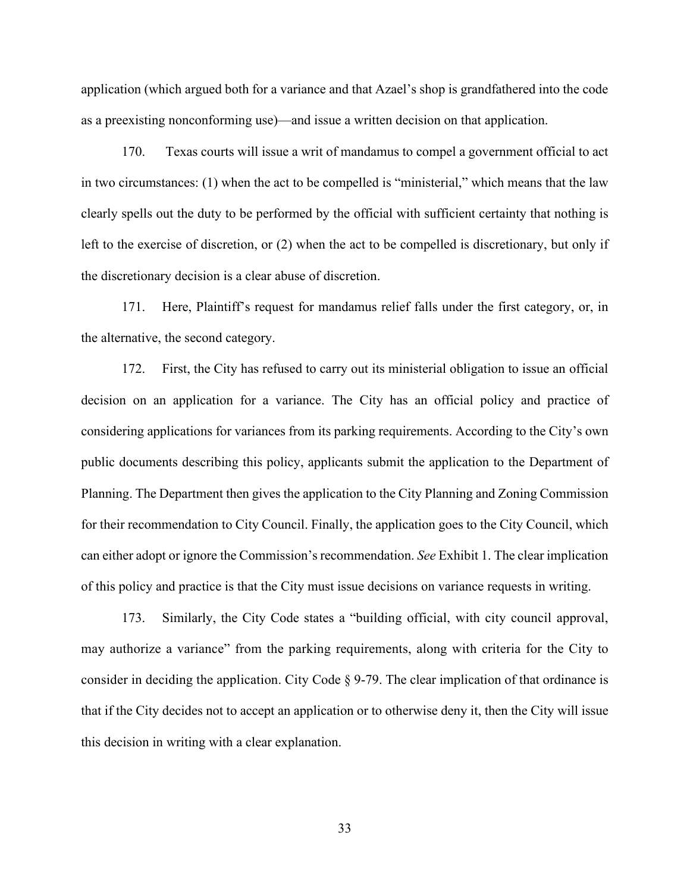application (which argued both for a variance and that Azael's shop is grandfathered into the code as a preexisting nonconforming use)—and issue a written decision on that application.

170. Texas courts will issue a writ of mandamus to compel a government official to act in two circumstances: (1) when the act to be compelled is "ministerial," which means that the law clearly spells out the duty to be performed by the official with sufficient certainty that nothing is left to the exercise of discretion, or (2) when the act to be compelled is discretionary, but only if the discretionary decision is a clear abuse of discretion.

171. Here, Plaintiff's request for mandamus relief falls under the first category, or, in the alternative, the second category.

172. First, the City has refused to carry out its ministerial obligation to issue an official decision on an application for a variance. The City has an official policy and practice of considering applications for variances from its parking requirements. According to the City's own public documents describing this policy, applicants submit the application to the Department of Planning. The Department then gives the application to the City Planning and Zoning Commission for their recommendation to City Council. Finally, the application goes to the City Council, which can either adopt or ignore the Commission's recommendation. *See* Exhibit 1. The clear implication of this policy and practice is that the City must issue decisions on variance requests in writing.

173. Similarly, the City Code states a "building official, with city council approval, may authorize a variance" from the parking requirements, along with criteria for the City to consider in deciding the application. City Code § 9-79. The clear implication of that ordinance is that if the City decides not to accept an application or to otherwise deny it, then the City will issue this decision in writing with a clear explanation.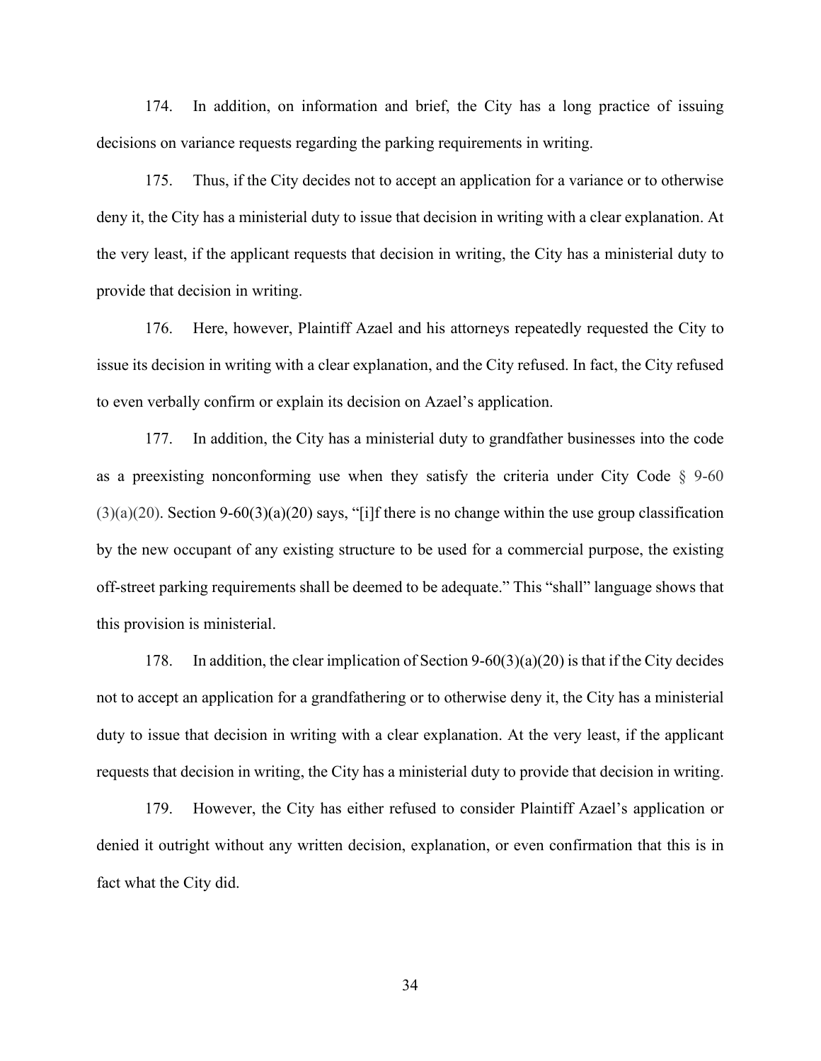174. In addition, on information and brief, the City has a long practice of issuing decisions on variance requests regarding the parking requirements in writing.

175. Thus, if the City decides not to accept an application for a variance or to otherwise deny it, the City has a ministerial duty to issue that decision in writing with a clear explanation. At the very least, if the applicant requests that decision in writing, the City has a ministerial duty to provide that decision in writing.

176. Here, however, Plaintiff Azael and his attorneys repeatedly requested the City to issue its decision in writing with a clear explanation, and the City refused. In fact, the City refused to even verbally confirm or explain its decision on Azael's application.

177. In addition, the City has a ministerial duty to grandfather businesses into the code as a preexisting nonconforming use when they satisfy the criteria under City Code § 9-60 (3)(a)(20). Section 9-60(3)(a)(20) says, "[i]f there is no change within the use group classification by the new occupant of any existing structure to be used for a commercial purpose, the existing off-street parking requirements shall be deemed to be adequate." This "shall" language shows that this provision is ministerial.

178. In addition, the clear implication of Section 9-60(3)(a)(20) is that if the City decides not to accept an application for a grandfathering or to otherwise deny it, the City has a ministerial duty to issue that decision in writing with a clear explanation. At the very least, if the applicant requests that decision in writing, the City has a ministerial duty to provide that decision in writing.

179. However, the City has either refused to consider Plaintiff Azael's application or denied it outright without any written decision, explanation, or even confirmation that this is in fact what the City did.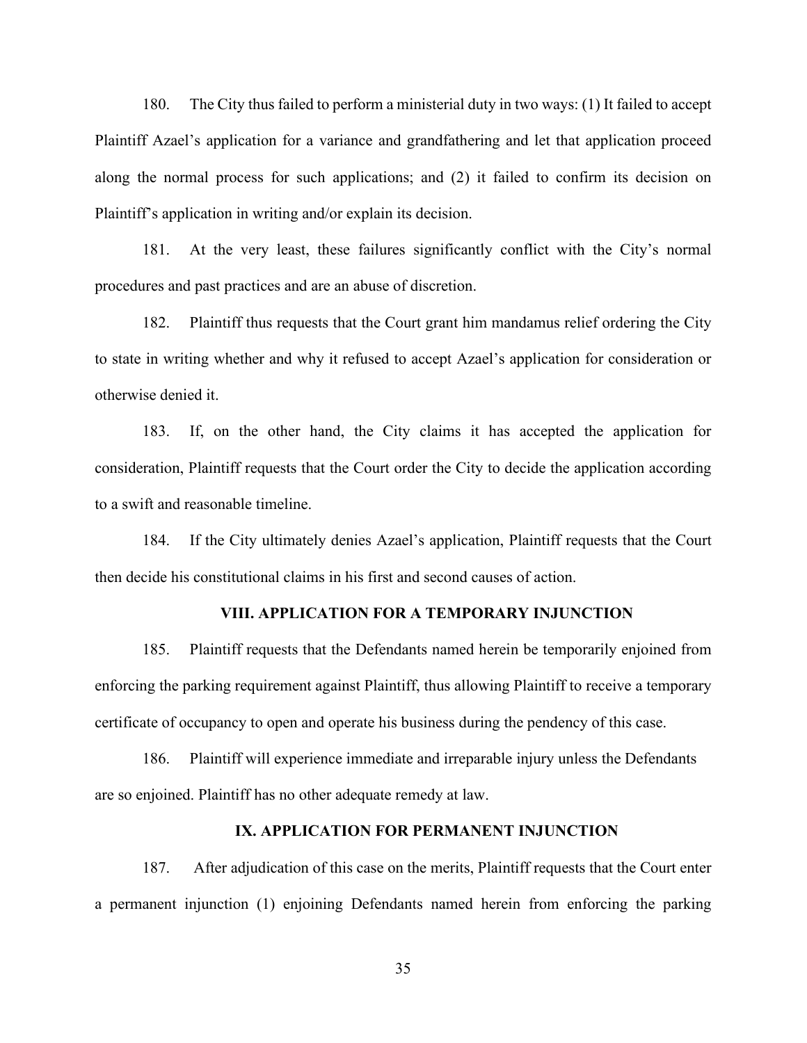180. The City thus failed to perform a ministerial duty in two ways: (1) It failed to accept Plaintiff Azael's application for a variance and grandfathering and let that application proceed along the normal process for such applications; and (2) it failed to confirm its decision on Plaintiff's application in writing and/or explain its decision.

181. At the very least, these failures significantly conflict with the City's normal procedures and past practices and are an abuse of discretion.

182. Plaintiff thus requests that the Court grant him mandamus relief ordering the City to state in writing whether and why it refused to accept Azael's application for consideration or otherwise denied it.

183. If, on the other hand, the City claims it has accepted the application for consideration, Plaintiff requests that the Court order the City to decide the application according to a swift and reasonable timeline.

184. If the City ultimately denies Azael's application, Plaintiff requests that the Court then decide his constitutional claims in his first and second causes of action.

## VIII. APPLICATION FOR A TEMPORARY INJUNCTION

185. Plaintiff requests that the Defendants named herein be temporarily enjoined from enforcing the parking requirement against Plaintiff, thus allowing Plaintiff to receive a temporary certificate of occupancy to open and operate his business during the pendency of this case.

186. Plaintiff will experience immediate and irreparable injury unless the Defendants are so enjoined. Plaintiff has no other adequate remedy at law.

## IX. APPLICATION FOR PERMANENT INJUNCTION

187. After adjudication of this case on the merits, Plaintiff requests that the Court enter a permanent injunction (1) enjoining Defendants named herein from enforcing the parking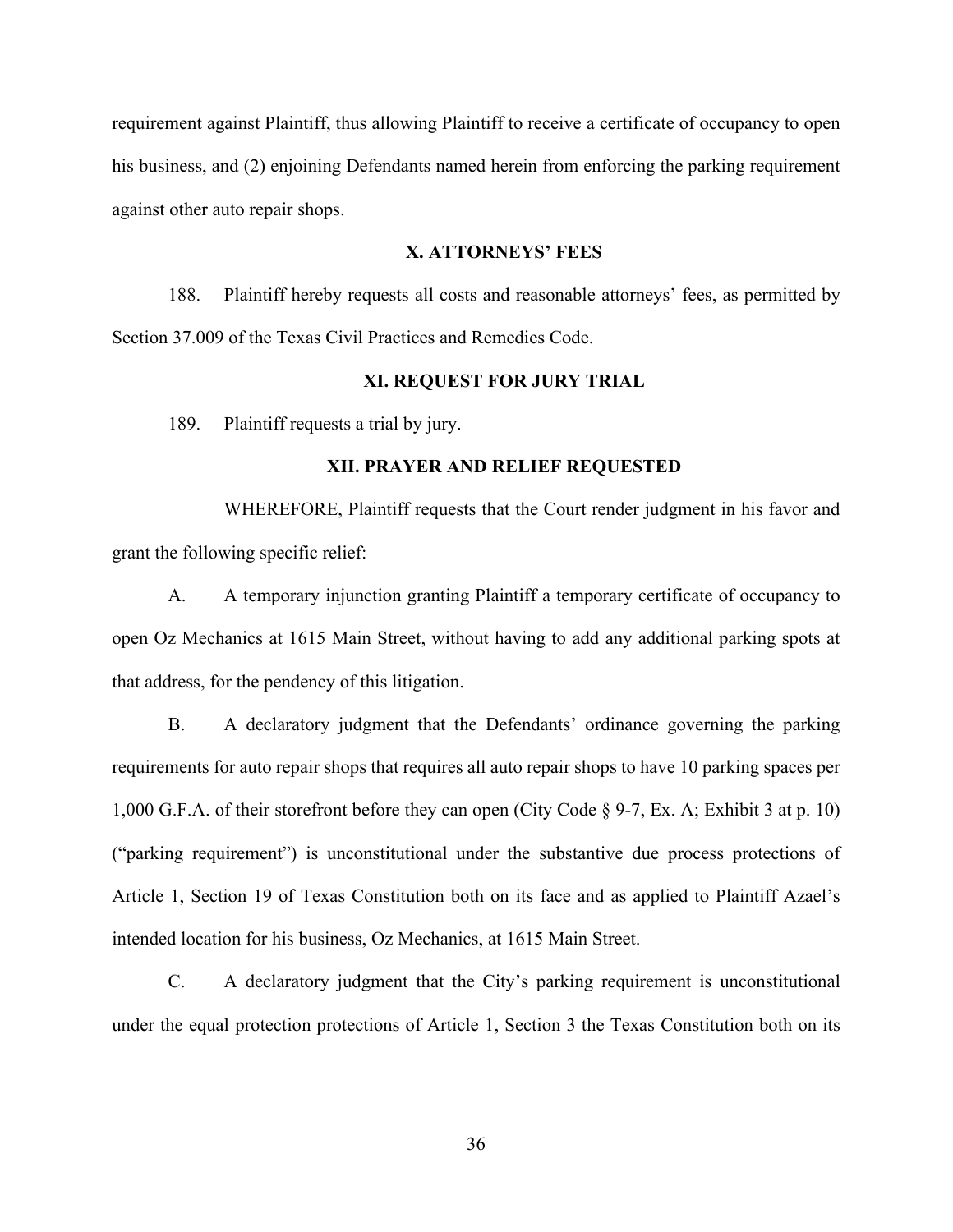requirement against Plaintiff, thus allowing Plaintiff to receive a certificate of occupancy to open his business, and (2) enjoining Defendants named herein from enforcing the parking requirement against other auto repair shops.

## X. ATTORNEYS' FEES

188. Plaintiff hereby requests all costs and reasonable attorneys' fees, as permitted by Section 37.009 of the Texas Civil Practices and Remedies Code.

## XI. REQUEST FOR JURY TRIAL

189. Plaintiff requests a trial by jury.

## XII. PRAYER AND RELIEF REQUESTED

WHEREFORE, Plaintiff requests that the Court render judgment in his favor and grant the following specific relief:

A. A temporary injunction granting Plaintiff a temporary certificate of occupancy to open Oz Mechanics at 1615 Main Street, without having to add any additional parking spots at that address, for the pendency of this litigation.

B. A declaratory judgment that the Defendants' ordinance governing the parking requirements for auto repair shops that requires all auto repair shops to have 10 parking spaces per 1,000 G.F.A. of their storefront before they can open (City Code § 9-7, Ex. A; Exhibit 3 at p. 10) ("parking requirement") is unconstitutional under the substantive due process protections of Article 1, Section 19 of Texas Constitution both on its face and as applied to Plaintiff Azael's intended location for his business, Oz Mechanics, at 1615 Main Street.

C. A declaratory judgment that the City's parking requirement is unconstitutional under the equal protection protections of Article 1, Section 3 the Texas Constitution both on its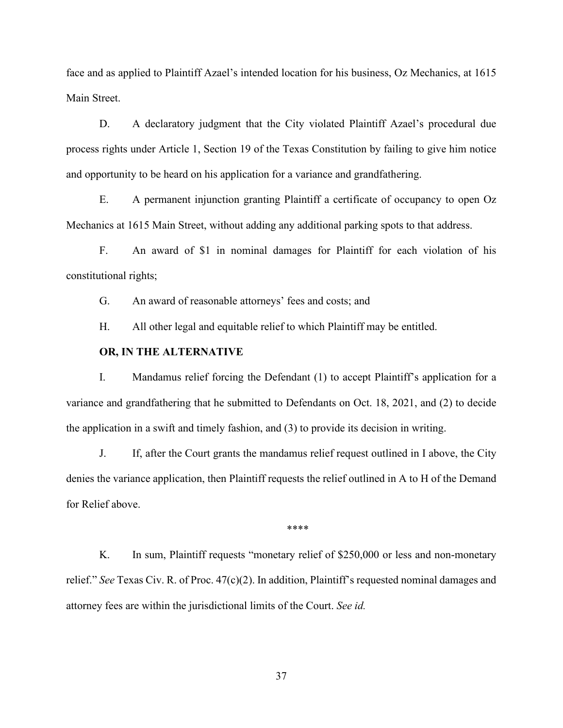face and as applied to Plaintiff Azael's intended location for his business, Oz Mechanics, at 1615 Main Street.

D. A declaratory judgment that the City violated Plaintiff Azael's procedural due process rights under Article 1, Section 19 of the Texas Constitution by failing to give him notice and opportunity to be heard on his application for a variance and grandfathering.

E. A permanent injunction granting Plaintiff a certificate of occupancy to open Oz Mechanics at 1615 Main Street, without adding any additional parking spots to that address.

F. An award of $1 in nominal damages for Plaintiff for each violation of his constitutional rights;

G. An award of reasonable attorneys' fees and costs; and

H. All other legal and equitable relief to which Plaintiff may be entitled.

**OR, IN THE ALTERNATIVE**

I. Mandamus relief forcing the Defendant (1) to accept Plaintiff's application for a variance and grandfathering that he submitted to Defendants on Oct. 18, 2021, and (2) to decide the application in a swift and timely fashion, and (3) to provide its decision in writing.

J. If, after the Court grants the mandamus relief request outlined in I above, the City denies the variance application, then Plaintiff requests the relief outlined in A to H of the Demand for Relief above.

\*\*\*\*

K. In sum, Plaintiff requests "monetary relief of $250,000 or less and non-monetary relief." *See* Texas Civ. R. of Proc. 47(c)(2). In addition, Plaintiff's requested nominal damages and attorney fees are within the jurisdictional limits of the Court. *See id.*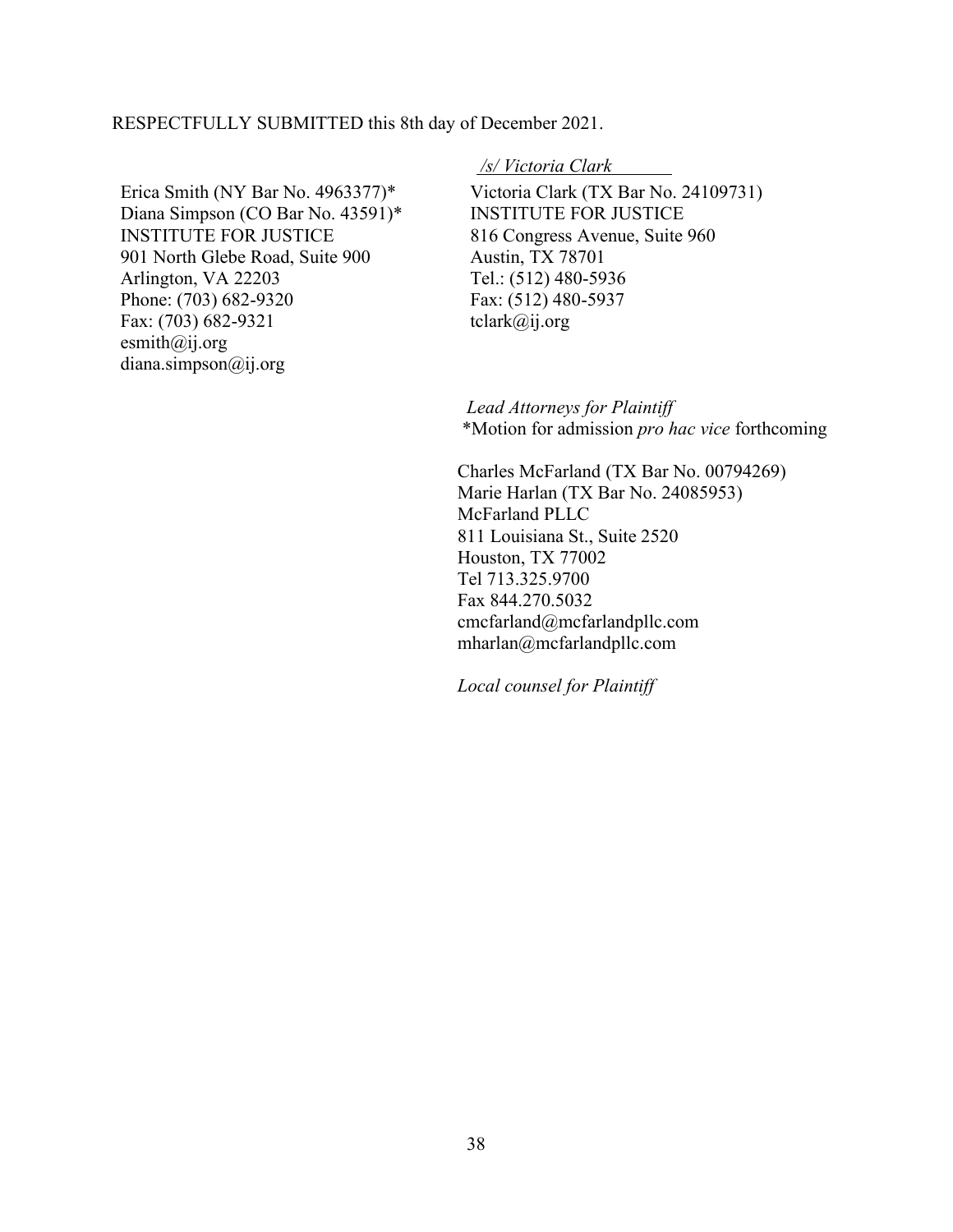RESPECTFULLY SUBMITTED this 8th day of December 2021.

*/s/ Victoria Clark*

Erica Smith (NY Bar No. 4963377)*
Diana Simpson (CO Bar No. 43591)*
INSTITUTE FOR JUSTICE
901 North Glebe Road, Suite 900
Arlington, VA 22203
Phone: (703) 682-9320
Fax: (703) 682-9321
esmith@ij.org
diana.simpson@ij.org

Victoria Clark (TX Bar No. 24109731)
INSTITUTE FOR JUSTICE
816 Congress Avenue, Suite 960
Austin, TX 78701
Tel.: (512) 480-5936
Fax: (512) 480-5937
tclark@ij.org

*Lead Attorneys for Plaintiff*
*Motion for admission *pro hac vice* forthcoming

Charles McFarland (TX Bar No. 00794269)
Marie Harlan (TX Bar No. 24085953)
McFarland PLLC
811 Louisiana St., Suite 2520
Houston, TX 77002
Tel 713.325.9700
Fax 844.270.5032
cmcfarland@mcfarlandpllc.com
mharlan@mcfarlandpllc.com

*Local counsel for Plaintiff*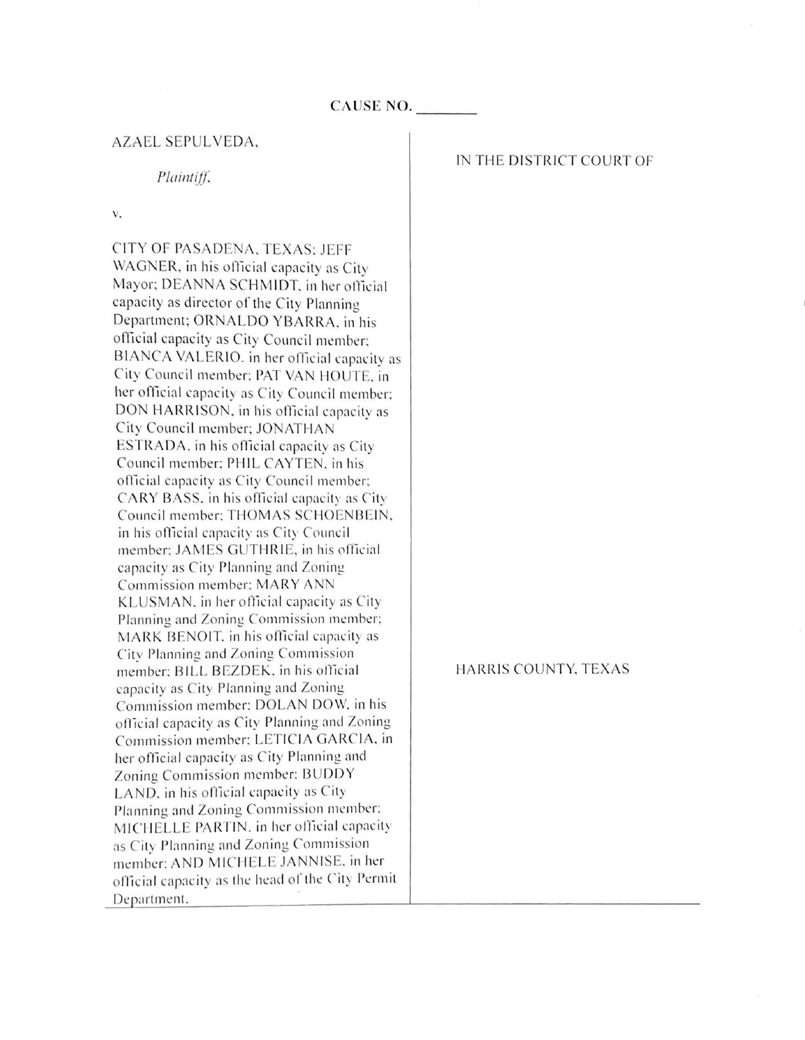**CAUSE NO. ________**

| | |
|---|---|
| AZAEL SEPULVEDA, | IN THE DISTRICT COURT OF |
| *Plaintiff,* | |
| v. | |
| CITY OF PASADENA, TEXAS; JEFF WAGNER, in his official capacity as City Mayor; DEANNA SCHMIDT, in her official capacity as director of the City Planning Department; ORNALDO YBARRA, in his official capacity as City Council member; BIANCA VALERIO, in her official capacity as City Council member; PAT VAN HOUTE, in her official capacity as City Council member; DON HARRISON, in his official capacity as City Council member; JONATHAN ESTRADA, in his official capacity as City Council member; PHIL CAYTEN, in his official capacity as City Council member; CARY BASS, in his official capacity as City Council member; THOMAS SCHOENBEIN, in his official capacity as City Council member; JAMES GUTHRIE, in his official capacity as City Planning and Zoning Commission member; MARY ANN KLUSMAN, in her official capacity as City Planning and Zoning Commission member; MARK BENOIT, in his official capacity as City Planning and Zoning Commission member; BILL BEZDEK, in his official capacity as City Planning and Zoning Commission member; DOLAN DOW, in his official capacity as City Planning and Zoning Commission member; LETICIA GARCIA, in her official capacity as City Planning and Zoning Commission member; BUDDY LAND, in his official capacity as City Planning and Zoning Commission member; MICHELLE PARTIN, in her official capacity as City Planning and Zoning Commission member; AND MICHELE JANNISE, in her official capacity as the head of the City Permit Department. | HARRIS COUNTY, TEXAS |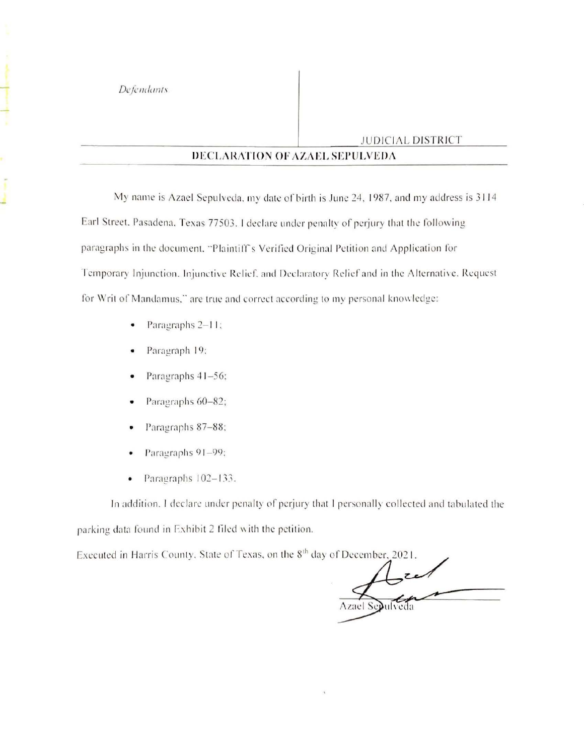*Defendants*

JUDICIAL DISTRICT

## DECLARATION OF AZAEL SEPULVEDA

My name is Azael Sepulveda, my date of birth is June 24, 1987, and my address is 3114 Earl Street, Pasadena, Texas 77503. I declare under penalty of perjury that the following paragraphs in the document, "Plaintiff's Verified Original Petition and Application for Temporary Injunction, Injunctive Relief, and Declaratory Relief and in the Alternative, Request for Writ of Mandamus," are true and correct according to my personal knowledge:

- Paragraphs 2–11;
- Paragraph 19;
- Paragraphs 41–56;
- Paragraphs 60–82;
- Paragraphs 87–88;
- Paragraphs 91–99;
- Paragraphs 102–133.

In addition, I declare under penalty of perjury that I personally collected and tabulated the parking data found in Exhibit 2 filed with the petition.

Executed in Harris County, State of Texas, on the 8th day of December, 2021.

Azael Sepulveda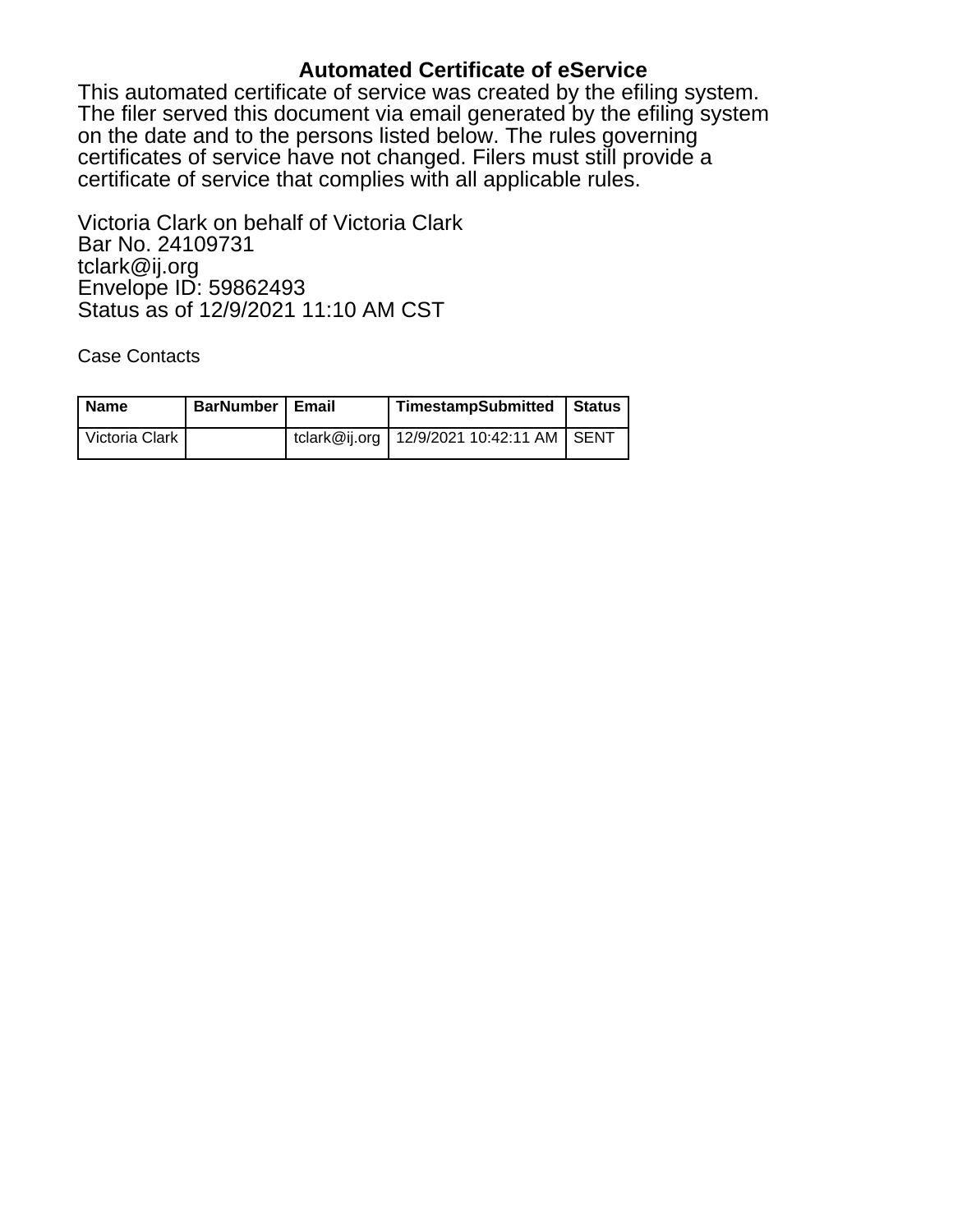## Automated Certificate of eService

This automated certificate of service was created by the efiling system. The filer served this document via email generated by the efiling system on the date and to the persons listed below. The rules governing certificates of service have not changed. Filers must still provide a certificate of service that complies with all applicable rules.

Victoria Clark on behalf of Victoria Clark
Bar No. 24109731
tclark@ij.org
Envelope ID: 59862493
Status as of 12/9/2021 11:10 AM CST

Case Contacts

| Name | BarNumber | Email | TimestampSubmitted | Status |
|---|---|---|---|---|
| Victoria Clark | | tclark@ij.org | 12/9/2021 10:42:11 AM | SENT |